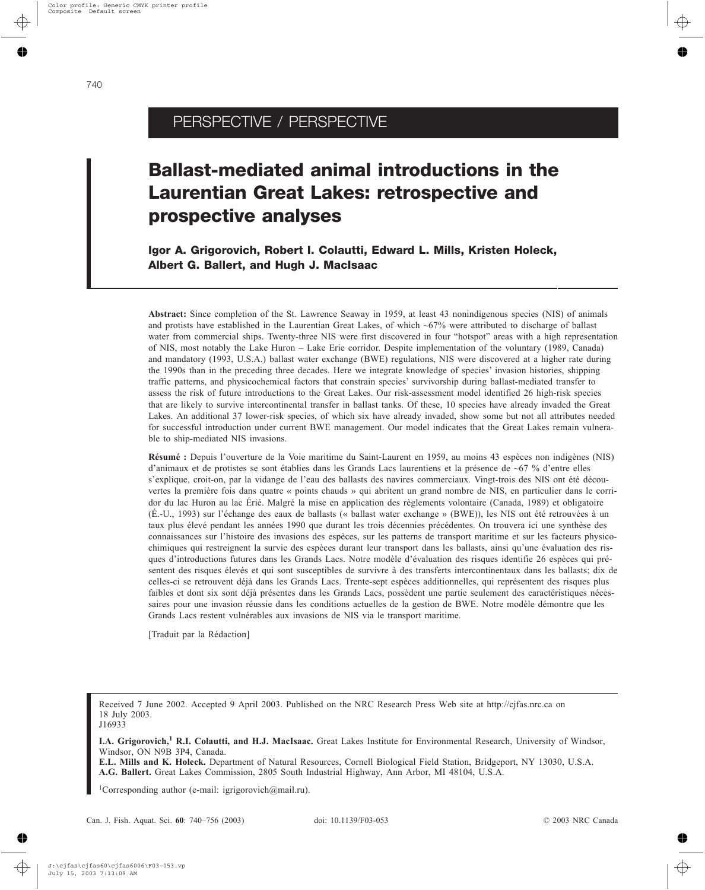PERSPECTIVE / PERSPECTIVE

# Ballast-mediated animal introductions in the Laurentian Great Lakes: retrospective and prospective analyses

**Igor A. Grigorovich, Robert I. Colautti, Edward L. Mills, Kristen Holeck, Albert G. Ballert, and Hugh J. MacIsaac**

**Abstract:** Since completion of the St. Lawrence Seaway in 1959, at least 43 nonindigenous species (NIS) of animals and protists have established in the Laurentian Great Lakes, of which ~67% were attributed to discharge of ballast water from commercial ships. Twenty-three NIS were first discovered in four "hotspot" areas with a high representation of NIS, most notably the Lake Huron – Lake Erie corridor. Despite implementation of the voluntary (1989, Canada) and mandatory (1993, U.S.A.) ballast water exchange (BWE) regulations, NIS were discovered at a higher rate during the 1990s than in the preceding three decades. Here we integrate knowledge of species' invasion histories, shipping traffic patterns, and physicochemical factors that constrain species' survivorship during ballast-mediated transfer to assess the risk of future introductions to the Great Lakes. Our risk-assessment model identified 26 high-risk species that are likely to survive intercontinental transfer in ballast tanks. Of these, 10 species have already invaded the Great Lakes. An additional 37 lower-risk species, of which six have already invaded, show some but not all attributes needed for successful introduction under current BWE management. Our model indicates that the Great Lakes remain vulnerable to ship-mediated NIS invasions.

**Résumé :** Depuis l'ouverture de la Voie maritime du Saint-Laurent en 1959, au moins 43 espèces non indigènes (NIS) d'animaux et de protistes se sont établies dans les Grands Lacs laurentiens et la présence de ~67 % d'entre elles s'explique, croit-on, par la vidange de l'eau des ballasts des navires commerciaux. Vingt-trois des NIS ont été découvertes la première fois dans quatre « points chauds » qui abritent un grand nombre de NIS, en particulier dans le corridor du lac Huron au lac Érié. Malgré la mise en application des règlements volontaire (Canada, 1989) et obligatoire (É.-U., 1993) sur l'échange des eaux de ballasts (« ballast water exchange » (BWE)), les NIS ont été retrouvées à un taux plus élevé pendant les années 1990 que durant les trois décennies précédentes. On trouvera ici une synthèse des connaissances sur l'histoire des invasions des espèces, sur les patterns de transport maritime et sur les facteurs physicochimiques qui restreignent la survie des espèces durant leur transport dans les ballasts, ainsi qu'une évaluation des risques d'introductions futures dans les Grands Lacs. Notre modèle d'évaluation des risques identifie 26 espèces qui présentent des risques élevés et qui sont susceptibles de survivre à des transferts intercontinentaux dans les ballasts; dix de celles-ci se retrouvent déjà dans les Grands Lacs. Trente-sept espèces additionnelles, qui représentent des risques plus faibles et dont six sont déjà présentes dans les Grands Lacs, possèdent une partie seulement des caractéristiques nécessaires pour une invasion réussie dans les conditions actuelles de la gestion de BWE. Notre modèle démontre que les Grands Lacs restent vulnérables aux invasions de NIS via le transport maritime.

[Traduit par la Rédaction]

Received 7 June 2002. Accepted 9 April 2003. Published on the NRC Research Press Web site at http://cjfas.nrc.ca on 18 July 2003.
J16933

**I.A. Grigorovich,[1] R.I. Colautti, and H.J. MacIsaac.** Great Lakes Institute for Environmental Research, University of Windsor, Windsor, ON N9B 3P4, Canada.
**E.L. Mills and K. Holeck.** Department of Natural Resources, Cornell Biological Field Station, Bridgeport, NY 13030, U.S.A.
**A.G. Ballert.** Great Lakes Commission, 2805 South Industrial Highway, Ann Arbor, MI 48104, U.S.A.

[1]Corresponding author (e-mail: igrigorovich@mail.ru).

doi: 10.1139/F03-053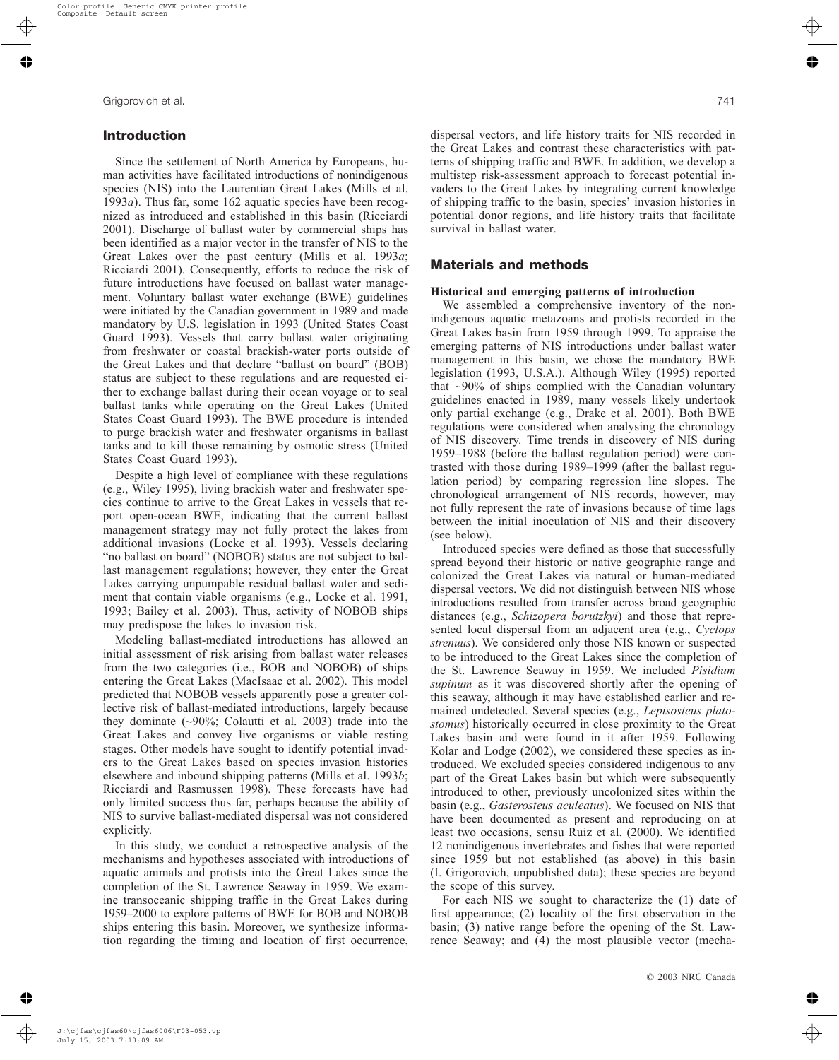## Introduction

Since the settlement of North America by Europeans, human activities have facilitated introductions of nonindigenous species (NIS) into the Laurentian Great Lakes (Mills et al. 1993*a*). Thus far, some 162 aquatic species have been recognized as introduced and established in this basin (Ricciardi 2001). Discharge of ballast water by commercial ships has been identified as a major vector in the transfer of NIS to the Great Lakes over the past century (Mills et al. 1993*a*; Ricciardi 2001). Consequently, efforts to reduce the risk of future introductions have focused on ballast water management. Voluntary ballast water exchange (BWE) guidelines were initiated by the Canadian government in 1989 and made mandatory by U.S. legislation in 1993 (United States Coast Guard 1993). Vessels that carry ballast water originating from freshwater or coastal brackish-water ports outside of the Great Lakes and that declare "ballast on board" (BOB) status are subject to these regulations and are requested either to exchange ballast during their ocean voyage or to seal ballast tanks while operating on the Great Lakes (United States Coast Guard 1993). The BWE procedure is intended to purge brackish water and freshwater organisms in ballast tanks and to kill those remaining by osmotic stress (United States Coast Guard 1993).

Despite a high level of compliance with these regulations (e.g., Wiley 1995), living brackish water and freshwater species continue to arrive to the Great Lakes in vessels that report open-ocean BWE, indicating that the current ballast management strategy may not fully protect the lakes from additional invasions (Locke et al. 1993). Vessels declaring "no ballast on board" (NOBOB) status are not subject to ballast management regulations; however, they enter the Great Lakes carrying unpumpable residual ballast water and sediment that contain viable organisms (e.g., Locke et al. 1991, 1993; Bailey et al. 2003). Thus, activity of NOBOB ships may predispose the lakes to invasion risk.

Modeling ballast-mediated introductions has allowed an initial assessment of risk arising from ballast water releases from the two categories (i.e., BOB and NOBOB) of ships entering the Great Lakes (MacIsaac et al. 2002). This model predicted that NOBOB vessels apparently pose a greater collective risk of ballast-mediated introductions, largely because they dominate (~90%; Colautti et al. 2003) trade into the Great Lakes and convey live organisms or viable resting stages. Other models have sought to identify potential invaders to the Great Lakes based on species invasion histories elsewhere and inbound shipping patterns (Mills et al. 1993*b*; Ricciardi and Rasmussen 1998). These forecasts have had only limited success thus far, perhaps because the ability of NIS to survive ballast-mediated dispersal was not considered explicitly.

In this study, we conduct a retrospective analysis of the mechanisms and hypotheses associated with introductions of aquatic animals and protists into the Great Lakes since the completion of the St. Lawrence Seaway in 1959. We examine transoceanic shipping traffic in the Great Lakes during 1959–2000 to explore patterns of BWE for BOB and NOBOB ships entering this basin. Moreover, we synthesize information regarding the timing and location of first occurrence, dispersal vectors, and life history traits for NIS recorded in the Great Lakes and contrast these characteristics with patterns of shipping traffic and BWE. In addition, we develop a multistep risk-assessment approach to forecast potential invaders to the Great Lakes by integrating current knowledge of shipping traffic to the basin, species' invasion histories in potential donor regions, and life history traits that facilitate survival in ballast water.

## Materials and methods

### Historical and emerging patterns of introduction

We assembled a comprehensive inventory of the nonindigenous aquatic metazoans and protists recorded in the Great Lakes basin from 1959 through 1999. To appraise the emerging patterns of NIS introductions under ballast water management in this basin, we chose the mandatory BWE legislation (1993, U.S.A.). Although Wiley (1995) reported that ~90% of ships complied with the Canadian voluntary guidelines enacted in 1989, many vessels likely undertook only partial exchange (e.g., Drake et al. 2001). Both BWE regulations were considered when analysing the chronology of NIS discovery. Time trends in discovery of NIS during 1959–1988 (before the ballast regulation period) were contrasted with those during 1989–1999 (after the ballast regulation period) by comparing regression line slopes. The chronological arrangement of NIS records, however, may not fully represent the rate of invasions because of time lags between the initial inoculation of NIS and their discovery (see below).

Introduced species were defined as those that successfully spread beyond their historic or native geographic range and colonized the Great Lakes via natural or human-mediated dispersal vectors. We did not distinguish between NIS whose introductions resulted from transfer across broad geographic distances (e.g., *Schizopera borutzkyi*) and those that represented local dispersal from an adjacent area (e.g., *Cyclops strenuus*). We considered only those NIS known or suspected to be introduced to the Great Lakes since the completion of the St. Lawrence Seaway in 1959. We included *Pisidium supinum* as it was discovered shortly after the opening of this seaway, although it may have established earlier and remained undetected. Several species (e.g., *Lepisosteus platostomus*) historically occurred in close proximity to the Great Lakes basin and were found in it after 1959. Following Kolar and Lodge (2002), we considered these species as introduced. We excluded species considered indigenous to any part of the Great Lakes basin but which were subsequently introduced to other, previously uncolonized sites within the basin (e.g., *Gasterosteus aculeatus*). We focused on NIS that have been documented as present and reproducing on at least two occasions, sensu Ruiz et al. (2000). We identified 12 nonindigenous invertebrates and fishes that were reported since 1959 but not established (as above) in this basin (I. Grigorovich, unpublished data); these species are beyond the scope of this survey.

For each NIS we sought to characterize the (1) date of first appearance; (2) locality of the first observation in the basin; (3) native range before the opening of the St. Lawrence Seaway; and (4) the most plausible vector (mecha-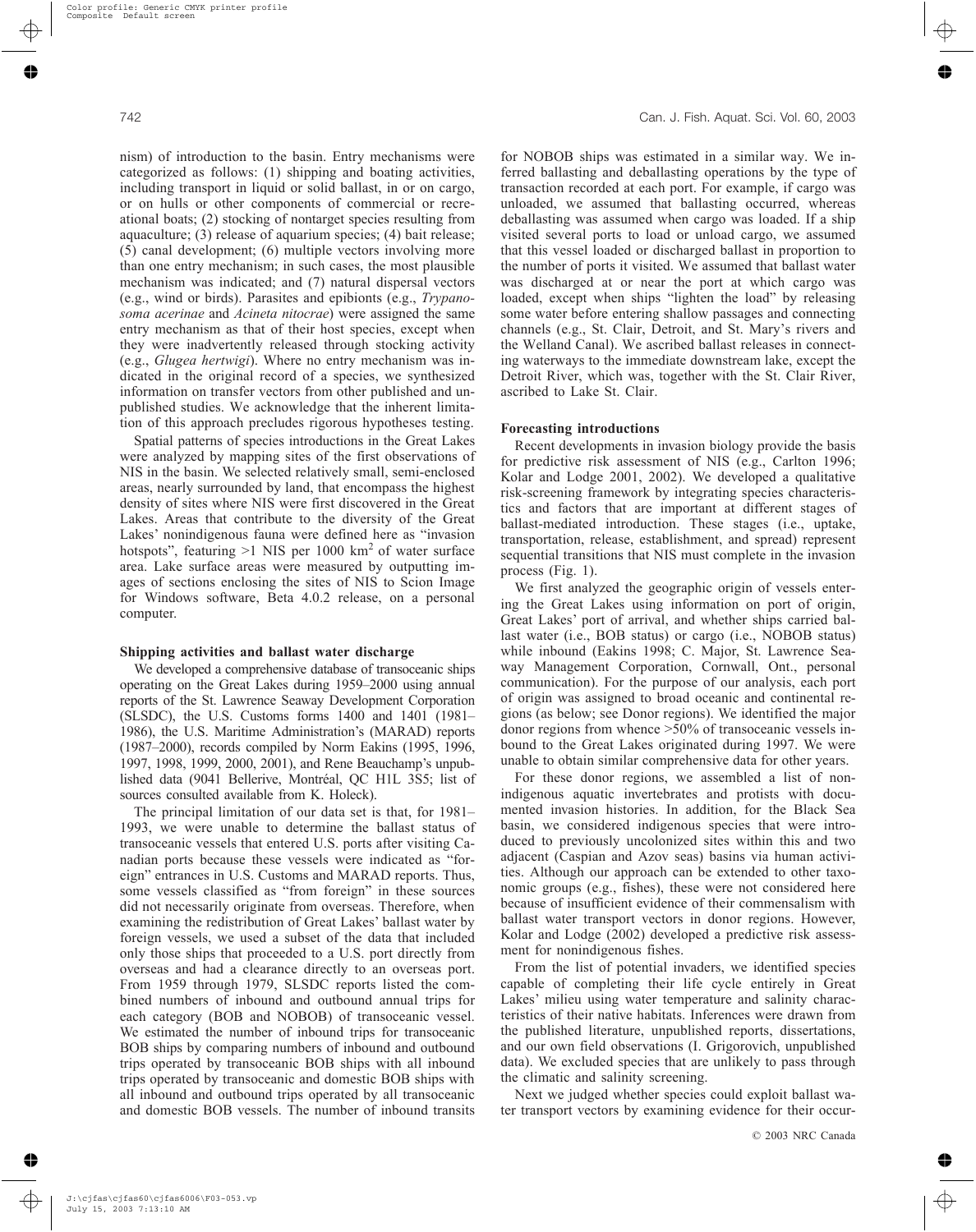nism) of introduction to the basin. Entry mechanisms were categorized as follows: (1) shipping and boating activities, including transport in liquid or solid ballast, in or on cargo, or on hulls or other components of commercial or recreational boats; (2) stocking of nontarget species resulting from aquaculture; (3) release of aquarium species; (4) bait release; (5) canal development; (6) multiple vectors involving more than one entry mechanism; in such cases, the most plausible mechanism was indicated; and (7) natural dispersal vectors (e.g., wind or birds). Parasites and epibionts (e.g., *Trypanosoma acerinae* and *Acineta nitocrae*) were assigned the same entry mechanism as that of their host species, except when they were inadvertently released through stocking activity (e.g., *Glugea hertwigi*). Where no entry mechanism was indicated in the original record of a species, we synthesized information on transfer vectors from other published and unpublished studies. We acknowledge that the inherent limitation of this approach precludes rigorous hypotheses testing.

Spatial patterns of species introductions in the Great Lakes were analyzed by mapping sites of the first observations of NIS in the basin. We selected relatively small, semi-enclosed areas, nearly surrounded by land, that encompass the highest density of sites where NIS were first discovered in the Great Lakes. Areas that contribute to the diversity of the Great Lakes' nonindigenous fauna were defined here as "invasion hotspots", featuring >1 NIS per 1000 km$^2$ of water surface area. Lake surface areas were measured by outputting images of sections enclosing the sites of NIS to Scion Image for Windows software, Beta 4.0.2 release, on a personal computer.

### Shipping activities and ballast water discharge

We developed a comprehensive database of transoceanic ships operating on the Great Lakes during 1959–2000 using annual reports of the St. Lawrence Seaway Development Corporation (SLSDC), the U.S. Customs forms 1400 and 1401 (1981–1986), the U.S. Maritime Administration's (MARAD) reports (1987–2000), records compiled by Norm Eakins (1995, 1996, 1997, 1998, 1999, 2000, 2001), and Rene Beauchamp's unpublished data (9041 Bellerive, Montréal, QC H1L 3S5; list of sources consulted available from K. Holeck).

The principal limitation of our data set is that, for 1981–1993, we were unable to determine the ballast status of transoceanic vessels that entered U.S. ports after visiting Canadian ports because these vessels were indicated as "foreign" entrances in U.S. Customs and MARAD reports. Thus, some vessels classified as "from foreign" in these sources did not necessarily originate from overseas. Therefore, when examining the redistribution of Great Lakes' ballast water by foreign vessels, we used a subset of the data that included only those ships that proceeded to a U.S. port directly from overseas and had a clearance directly to an overseas port. From 1959 through 1979, SLSDC reports listed the combined numbers of inbound and outbound annual trips for each category (BOB and NOBOB) of transoceanic vessel. We estimated the number of inbound trips for transoceanic BOB ships by comparing numbers of inbound and outbound trips operated by transoceanic BOB ships with all inbound trips operated by transoceanic and domestic BOB ships with all inbound and outbound trips operated by all transoceanic and domestic BOB vessels. The number of inbound transits for NOBOB ships was estimated in a similar way. We inferred ballasting and deballasting operations by the type of transaction recorded at each port. For example, if cargo was unloaded, we assumed that ballasting occurred, whereas deballasting was assumed when cargo was loaded. If a ship visited several ports to load or unload cargo, we assumed that this vessel loaded or discharged ballast in proportion to the number of ports it visited. We assumed that ballast water was discharged at or near the port at which cargo was loaded, except when ships "lighten the load" by releasing some water before entering shallow passages and connecting channels (e.g., St. Clair, Detroit, and St. Mary's rivers and the Welland Canal). We ascribed ballast releases in connecting waterways to the immediate downstream lake, except the Detroit River, which was, together with the St. Clair River, ascribed to Lake St. Clair.

### Forecasting introductions

Recent developments in invasion biology provide the basis for predictive risk assessment of NIS (e.g., Carlton 1996; Kolar and Lodge 2001, 2002). We developed a qualitative risk-screening framework by integrating species characteristics and factors that are important at different stages of ballast-mediated introduction. These stages (i.e., uptake, transportation, release, establishment, and spread) represent sequential transitions that NIS must complete in the invasion process (Fig. 1).

We first analyzed the geographic origin of vessels entering the Great Lakes using information on port of origin, Great Lakes' port of arrival, and whether ships carried ballast water (i.e., BOB status) or cargo (i.e., NOBOB status) while inbound (Eakins 1998; C. Major, St. Lawrence Seaway Management Corporation, Cornwall, Ont., personal communication). For the purpose of our analysis, each port of origin was assigned to broad oceanic and continental regions (as below; see Donor regions). We identified the major donor regions from whence >50% of transoceanic vessels inbound to the Great Lakes originated during 1997. We were unable to obtain similar comprehensive data for other years.

For these donor regions, we assembled a list of nonindigenous aquatic invertebrates and protists with documented invasion histories. In addition, for the Black Sea basin, we considered indigenous species that were introduced to previously uncolonized sites within this and two adjacent (Caspian and Azov seas) basins via human activities. Although our approach can be extended to other taxonomic groups (e.g., fishes), these were not considered here because of insufficient evidence of their commensalism with ballast water transport vectors in donor regions. However, Kolar and Lodge (2002) developed a predictive risk assessment for nonindigenous fishes.

From the list of potential invaders, we identified species capable of completing their life cycle entirely in Great Lakes' milieu using water temperature and salinity characteristics of their native habitats. Inferences were drawn from the published literature, unpublished reports, dissertations, and our own field observations (I. Grigorovich, unpublished data). We excluded species that are unlikely to pass through the climatic and salinity screening.

Next we judged whether species could exploit ballast water transport vectors by examining evidence for their occur-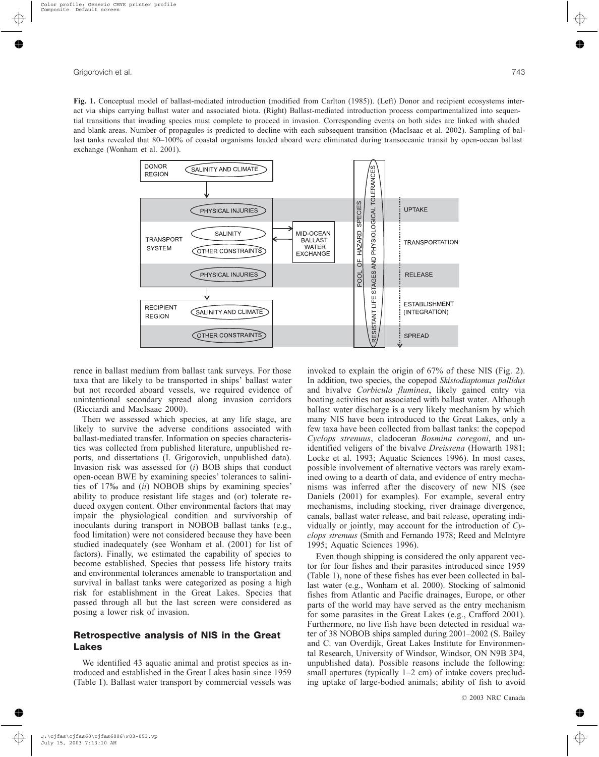**Fig. 1.** Conceptual model of ballast-mediated introduction (modified from Carlton (1985)). (Left) Donor and recipient ecosystems interact via ships carrying ballast water and associated biota. (Right) Ballast-mediated introduction process compartmentalized into sequential transitions that invading species must complete to proceed in invasion. Corresponding events on both sides are linked with shaded and blank areas. Number of propagules is predicted to decline with each subsequent transition (MacIsaac et al. 2002). Sampling of ballast tanks revealed that 80–100% of coastal organisms loaded aboard were eliminated during transoceanic transit by open-ocean ballast exchange (Wonham et al. 2001).

rence in ballast medium from ballast tank surveys. For those taxa that are likely to be transported in ships' ballast water but not recorded aboard vessels, we required evidence of unintentional secondary spread along invasion corridors (Ricciardi and MacIsaac 2000).

Then we assessed which species, at any life stage, are likely to survive the adverse conditions associated with ballast-mediated transfer. Information on species characteristics was collected from published literature, unpublished reports, and dissertations (I. Grigorovich, unpublished data). Invasion risk was assessed for (*i*) BOB ships that conduct open-ocean BWE by examining species' tolerances to salinities of 17‰ and (*ii*) NOBOB ships by examining species' ability to produce resistant life stages and (or) tolerate reduced oxygen content. Other environmental factors that may impair the physiological condition and survivorship of inoculants during transport in NOBOB ballast tanks (e.g., food limitation) were not considered because they have been studied inadequately (see Wonham et al. (2001) for list of factors). Finally, we estimated the capability of species to become established. Species that possess life history traits and environmental tolerances amenable to transportation and survival in ballast tanks were categorized as posing a high risk for establishment in the Great Lakes. Species that passed through all but the last screen were considered as posing a lower risk of invasion.

## Retrospective analysis of NIS in the Great Lakes

We identified 43 aquatic animal and protist species as introduced and established in the Great Lakes basin since 1959 (Table 1). Ballast water transport by commercial vessels was invoked to explain the origin of 67% of these NIS (Fig. 2). In addition, two species, the copepod *Skistodiaptomus pallidus* and bivalve *Corbicula fluminea*, likely gained entry via boating activities not associated with ballast water. Although ballast water discharge is a very likely mechanism by which many NIS have been introduced to the Great Lakes, only a few taxa have been collected from ballast tanks: the copepod *Cyclops strenuus*, cladoceran *Bosmina coregoni*, and unidentified veligers of the bivalve *Dreissena* (Howarth 1981; Locke et al. 1993; Aquatic Sciences 1996). In most cases, possible involvement of alternative vectors was rarely examined owing to a dearth of data, and evidence of entry mechanisms was inferred after the discovery of new NIS (see Daniels (2001) for examples). For example, several entry mechanisms, including stocking, river drainage divergence, canals, ballast water release, and bait release, operating individually or jointly, may account for the introduction of *Cyclops strenuus* (Smith and Fernando 1978; Reed and McIntyre 1995; Aquatic Sciences 1996).

Even though shipping is considered the only apparent vector for four fishes and their parasites introduced since 1959 (Table 1), none of these fishes has ever been collected in ballast water (e.g., Wonham et al. 2000). Stocking of salmonid fishes from Atlantic and Pacific drainages, Europe, or other parts of the world may have served as the entry mechanism for some parasites in the Great Lakes (e.g., Crafford 2001). Furthermore, no live fish have been detected in residual water of 38 NOBOB ships sampled during 2001–2002 (S. Bailey and C. van Overdijk, Great Lakes Institute for Environmental Research, University of Windsor, Windsor, ON N9B 3P4, unpublished data). Possible reasons include the following: small apertures (typically 1–2 cm) of intake covers precluding uptake of large-bodied animals; ability of fish to avoid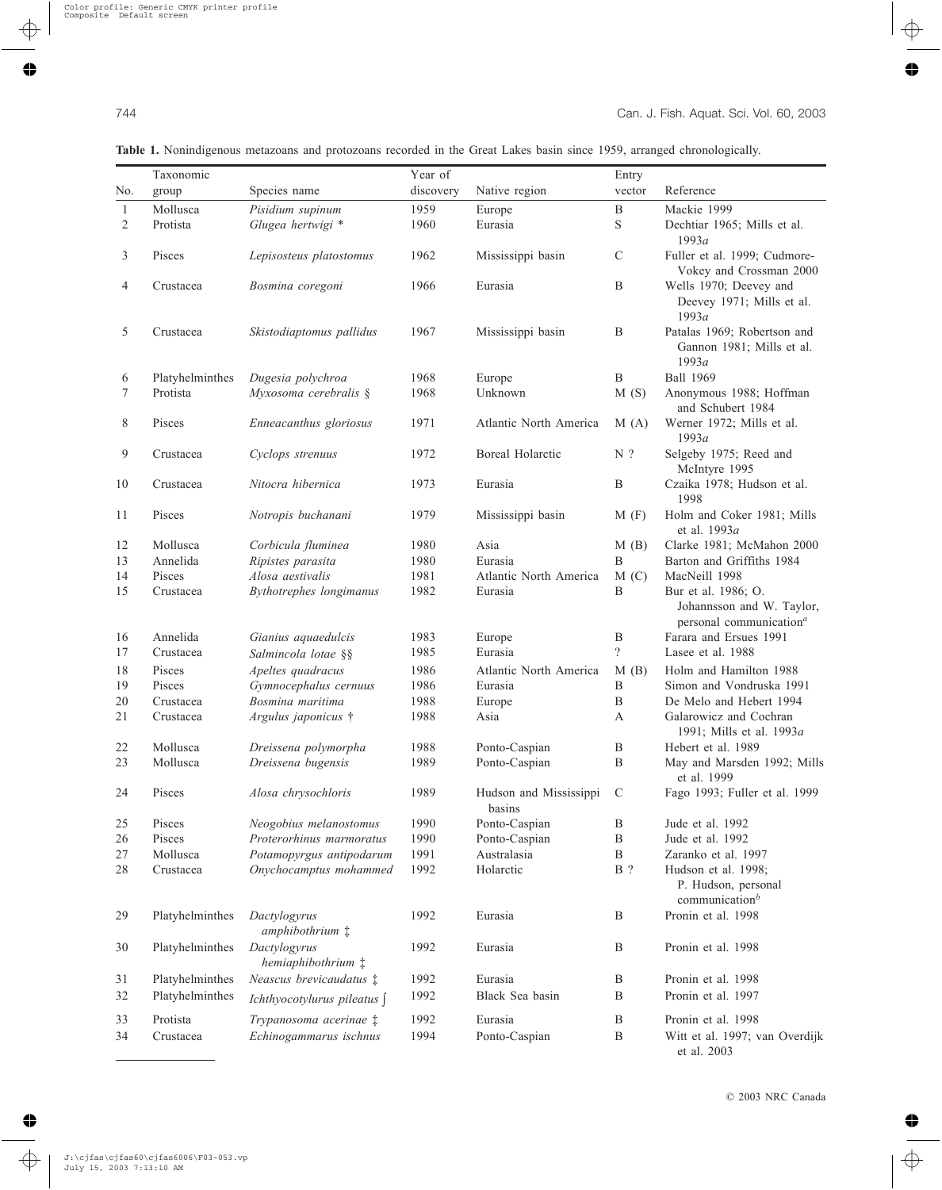**Table 1.** Nonindigenous metazoans and protozoans recorded in the Great Lakes basin since 1959, arranged chronologically.

| No. | Taxonomic group | Species name | Year of discovery | Native region | Entry vector | Reference |
|---|---|---|---|---|---|---|
| 1 | Mollusca | *Pisidium supinum* | 1959 | Europe | B | Mackie 1999 |
| 2 | Protista | *Glugea hertwigi* * | 1960 | Eurasia | S | Dechtiar 1965; Mills et al. 1993*a* |
| 3 | Pisces | *Lepisosteus platostomus* | 1962 | Mississippi basin | C | Fuller et al. 1999; Cudmore-Vokey and Crossman 2000 |
| 4 | Crustacea | *Bosmina coregoni* | 1966 | Eurasia | B | Wells 1970; Deevey and Deevey 1971; Mills et al. 1993*a* |
| 5 | Crustacea | *Skistodiaptomus pallidus* | 1967 | Mississippi basin | B | Patalas 1969; Robertson and Gannon 1981; Mills et al. 1993*a* |
| 6 | Platyhelminthes | *Dugesia polychroa* | 1968 | Europe | B | Ball 1969 |
| 7 | Protista | *Myxosoma cerebralis* § | 1968 | Unknown | M (S) | Anonymous 1988; Hoffman and Schubert 1984 |
| 8 | Pisces | *Enneacanthus gloriosus* | 1971 | Atlantic North America | M (A) | Werner 1972; Mills et al. 1993*a* |
| 9 | Crustacea | *Cyclops strenuus* | 1972 | Boreal Holarctic | N ? | Selgeby 1975; Reed and McIntyre 1995 |
| 10 | Crustacea | *Nitocra hibernica* | 1973 | Eurasia | B | Czaika 1978; Hudson et al. 1998 |
| 11 | Pisces | *Notropis buchanani* | 1979 | Mississippi basin | M (F) | Holm and Coker 1981; Mills et al. 1993*a* |
| 12 | Mollusca | *Corbicula fluminea* | 1980 | Asia | M (B) | Clarke 1981; McMahon 2000 |
| 13 | Annelida | *Ripistes parasita* | 1980 | Eurasia | B | Barton and Griffiths 1984 |
| 14 | Pisces | *Alosa aestivalis* | 1981 | Atlantic North America | M (C) | MacNeill 1998 |
| 15 | Crustacea | *Bythotrephes longimanus* | 1982 | Eurasia | B | Bur et al. 1986; O. Johannsson and W. Taylor, personal communication[a] |
| 16 | Annelida | *Gianius aquaedulcis* | 1983 | Europe | B | Farara and Ersues 1991 |
| 17 | Crustacea | *Salmincola lotae* §§ | 1985 | Eurasia | ? | Lasee et al. 1988 |
| 18 | Pisces | *Apeltes quadracus* | 1986 | Atlantic North America | M (B) | Holm and Hamilton 1988 |
| 19 | Pisces | *Gymnocephalus cernuus* | 1986 | Eurasia | B | Simon and Vondruska 1991 |
| 20 | Crustacea | *Bosmina maritima* | 1988 | Europe | B | De Melo and Hebert 1994 |
| 21 | Crustacea | *Argulus japonicus* † | 1988 | Asia | A | Galarowicz and Cochran 1991; Mills et al. 1993*a* |
| 22 | Mollusca | *Dreissena polymorpha* | 1988 | Ponto-Caspian | B | Hebert et al. 1989 |
| 23 | Mollusca | *Dreissena bugensis* | 1989 | Ponto-Caspian | B | May and Marsden 1992; Mills et al. 1999 |
| 24 | Pisces | *Alosa chrysochloris* | 1989 | Hudson and Mississippi basins | C | Fago 1993; Fuller et al. 1999 |
| 25 | Pisces | *Neogobius melanostomus* | 1990 | Ponto-Caspian | B | Jude et al. 1992 |
| 26 | Pisces | *Proterorhinus marmoratus* | 1990 | Ponto-Caspian | B | Jude et al. 1992 |
| 27 | Mollusca | *Potamopyrgus antipodarum* | 1991 | Australasia | B | Zaranko et al. 1997 |
| 28 | Crustacea | *Onychocamptus mohammed* | 1992 | Holarctic | B ? | Hudson et al. 1998; P. Hudson, personal communication[b] |
| 29 | Platyhelminthes | *Dactylogyrus amphibothrium* ‡ | 1992 | Eurasia | B | Pronin et al. 1998 |
| 30 | Platyhelminthes | *Dactylogyrus hemiaphibothrium* ‡ | 1992 | Eurasia | B | Pronin et al. 1998 |
| 31 | Platyhelminthes | *Neascus brevicaudatus* ‡ | 1992 | Eurasia | B | Pronin et al. 1998 |
| 32 | Platyhelminthes | *Ichthyocotylurus pileatus* ∫ | 1992 | Black Sea basin | B | Pronin et al. 1997 |
| 33 | Protista | *Trypanosoma acerinae* ‡ | 1992 | Eurasia | B | Pronin et al. 1998 |
| 34 | Crustacea | *Echinogammarus ischnus* | 1994 | Ponto-Caspian | B | Witt et al. 1997; van Overdijk et al. 2003 |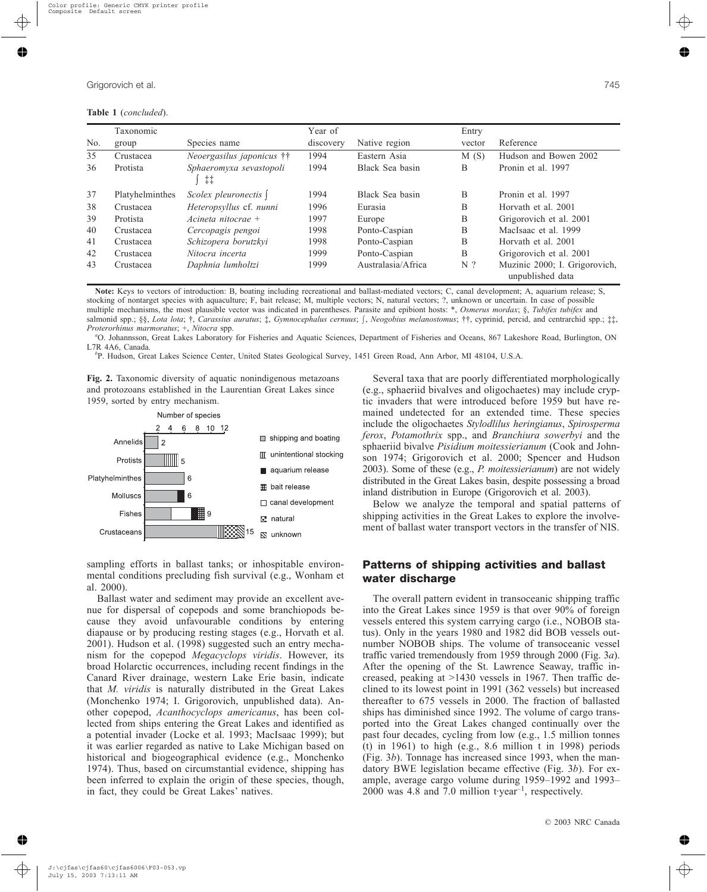**Table 1** (*concluded*).

| No. | Taxonomic group | Species name | Year of discovery | Native region | Entry vector | Reference |
|---|---|---|---|---|---|---|
| 35 | Crustacea | *Neoergasilus japonicus* †† | 1994 | Eastern Asia | M (S) | Hudson and Bowen 2002 |
| 36 | Protista | *Sphaeromyxa sevastopoli* ∫ ‡‡ | 1994 | Black Sea basin | B | Pronin et al. 1997 |
| 37 | Platyhelminthes | *Scolex pleuronectis* ∫ | 1994 | Black Sea basin | B | Pronin et al. 1997 |
| 38 | Crustacea | *Heteropsyllus* cf. *nunni* | 1996 | Eurasia | B | Horvath et al. 2001 |
| 39 | Protista | *Acineta nitocrae* + | 1997 | Europe | B | Grigorovich et al. 2001 |
| 40 | Crustacea | *Cercopagis pengoi* | 1998 | Ponto-Caspian | B | MacIsaac et al. 1999 |
| 41 | Crustacea | *Schizopera borutzkyi* | 1998 | Ponto-Caspian | B | Horvath et al. 2001 |
| 42 | Crustacea | *Nitocra incerta* | 1999 | Ponto-Caspian | B | Grigorovich et al. 2001 |
| 43 | Crustacea | *Daphnia lumholtzi* | 1999 | Australasia/Africa | N ? | Muzinic 2000; I. Grigorovich, unpublished data |

**Note:** Keys to vectors of introduction: B, boating including recreational and ballast-mediated vectors; C, canal development; A, aquarium release; S, stocking of nontarget species with aquaculture; F, bait release; M, multiple vectors; N, natural vectors; ?, unknown or uncertain. In case of possible multiple mechanisms, the most plausible vector was indicated in parentheses. Parasite and epibiont hosts: *, *Osmerus mordax*; §, *Tubifex tubifex* and salmonid spp.; §§, *Lota lota*; †, *Carassius auratus*; ‡, *Gymnocephalus cernuus*; ∫, *Neogobius melanostomus*; ††, cyprinid, percid, and centrarchid spp.; ‡‡, *Proterorhinus marmoratus*; +, *Nitocra* spp.

[a]O. Johannsson, Great Lakes Laboratory for Fisheries and Aquatic Sciences, Department of Fisheries and Oceans, 867 Lakeshore Road, Burlington, ON L7R 4A6, Canada.

[b]P. Hudson, Great Lakes Science Center, United States Geological Survey, 1451 Green Road, Ann Arbor, MI 48104, U.S.A.

**Fig. 2.** Taxonomic diversity of aquatic nonindigenous metazoans and protozoans established in the Laurentian Great Lakes since 1959, sorted by entry mechanism.

sampling efforts in ballast tanks; or inhospitable environmental conditions precluding fish survival (e.g., Wonham et al. 2000).

Ballast water and sediment may provide an excellent avenue for dispersal of copepods and some branchiopods because they avoid unfavourable conditions by entering diapause or by producing resting stages (e.g., Horvath et al. 2001). Hudson et al. (1998) suggested such an entry mechanism for the copepod *Megacyclops viridis*. However, its broad Holarctic occurrences, including recent findings in the Canard River drainage, western Lake Erie basin, indicate that *M. viridis* is naturally distributed in the Great Lakes (Monchenko 1974; I. Grigorovich, unpublished data). Another copepod, *Acanthocyclops americanus*, has been collected from ships entering the Great Lakes and identified as a potential invader (Locke et al. 1993; MacIsaac 1999); but it was earlier regarded as native to Lake Michigan based on historical and biogeographical evidence (e.g., Monchenko 1974). Thus, based on circumstantial evidence, shipping has been inferred to explain the origin of these species, though, in fact, they could be Great Lakes' natives.

Several taxa that are poorly differentiated morphologically (e.g., sphaeriid bivalves and oligochaetes) may include cryptic invaders that were introduced before 1959 but have remained undetected for an extended time. These species include the oligochaetes *Stylodlilus heringianus*, *Spirosperma ferox*, *Potamothrix* spp., and *Branchiura sowerbyi* and the sphaeriid bivalve *Pisidium moitessierianum* (Cook and Johnson 1974; Grigorovich et al. 2000; Spencer and Hudson 2003). Some of these (e.g., *P. moitessierianum*) are not widely distributed in the Great Lakes basin, despite possessing a broad inland distribution in Europe (Grigorovich et al. 2003).

Below we analyze the temporal and spatial patterns of shipping activities in the Great Lakes to explore the involvement of ballast water transport vectors in the transfer of NIS.

## Patterns of shipping activities and ballast water discharge

The overall pattern evident in transoceanic shipping traffic into the Great Lakes since 1959 is that over 90% of foreign vessels entered this system carrying cargo (i.e., NOBOB status). Only in the years 1980 and 1982 did BOB vessels outnumber NOBOB ships. The volume of transoceanic vessel traffic varied tremendously from 1959 through 2000 (Fig. 3*a*). After the opening of the St. Lawrence Seaway, traffic increased, peaking at >1430 vessels in 1967. Then traffic declined to its lowest point in 1991 (362 vessels) but increased thereafter to 675 vessels in 2000. The fraction of ballasted ships has diminished since 1992. The volume of cargo transported into the Great Lakes changed continually over the past four decades, cycling from low (e.g., 1.5 million tonnes (t) in 1961) to high (e.g., 8.6 million t in 1998) periods (Fig. 3*b*). Tonnage has increased since 1993, when the mandatory BWE legislation became effective (Fig. 3*b*). For example, average cargo volume during 1959–1992 and 1993–2000 was 4.8 and 7.0 million t·year$^{-1}$, respectively.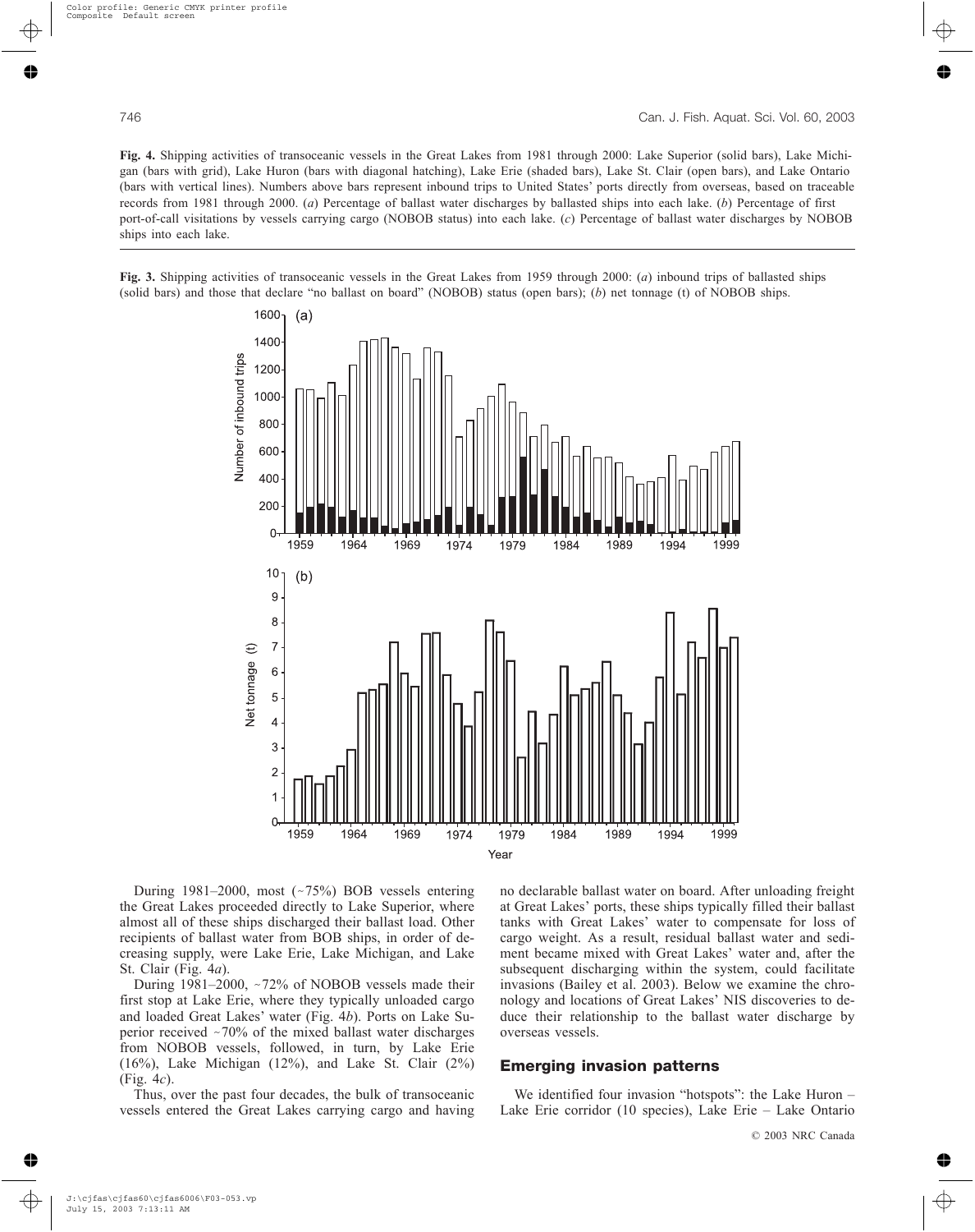**Fig. 4.** Shipping activities of transoceanic vessels in the Great Lakes from 1981 through 2000: Lake Superior (solid bars), Lake Michigan (bars with grid), Lake Huron (bars with diagonal hatching), Lake Erie (shaded bars), Lake St. Clair (open bars), and Lake Ontario (bars with vertical lines). Numbers above bars represent inbound trips to United States' ports directly from overseas, based on traceable records from 1981 through 2000. (*a*) Percentage of ballast water discharges by ballasted ships into each lake. (*b*) Percentage of first port-of-call visitations by vessels carrying cargo (NOBOB status) into each lake. (*c*) Percentage of ballast water discharges by NOBOB ships into each lake.

**Fig. 3.** Shipping activities of transoceanic vessels in the Great Lakes from 1959 through 2000: (*a*) inbound trips of ballasted ships (solid bars) and those that declare "no ballast on board" (NOBOB) status (open bars); (*b*) net tonnage (t) of NOBOB ships.

During 1981–2000, most (~75%) BOB vessels entering the Great Lakes proceeded directly to Lake Superior, where almost all of these ships discharged their ballast load. Other recipients of ballast water from BOB ships, in order of decreasing supply, were Lake Erie, Lake Michigan, and Lake St. Clair (Fig. 4*a*).

During 1981–2000, ~72% of NOBOB vessels made their first stop at Lake Erie, where they typically unloaded cargo and loaded Great Lakes' water (Fig. 4*b*). Ports on Lake Superior received ~70% of the mixed ballast water discharges from NOBOB vessels, followed, in turn, by Lake Erie (16%), Lake Michigan (12%), and Lake St. Clair (2%) (Fig. 4*c*).

Thus, over the past four decades, the bulk of transoceanic vessels entered the Great Lakes carrying cargo and having no declarable ballast water on board. After unloading freight at Great Lakes' ports, these ships typically filled their ballast tanks with Great Lakes' water to compensate for loss of cargo weight. As a result, residual ballast water and sediment became mixed with Great Lakes' water and, after the subsequent discharging within the system, could facilitate invasions (Bailey et al. 2003). Below we examine the chronology and locations of Great Lakes' NIS discoveries to deduce their relationship to the ballast water discharge by overseas vessels.

## Emerging invasion patterns

We identified four invasion "hotspots": the Lake Huron – Lake Erie corridor (10 species), Lake Erie – Lake Ontario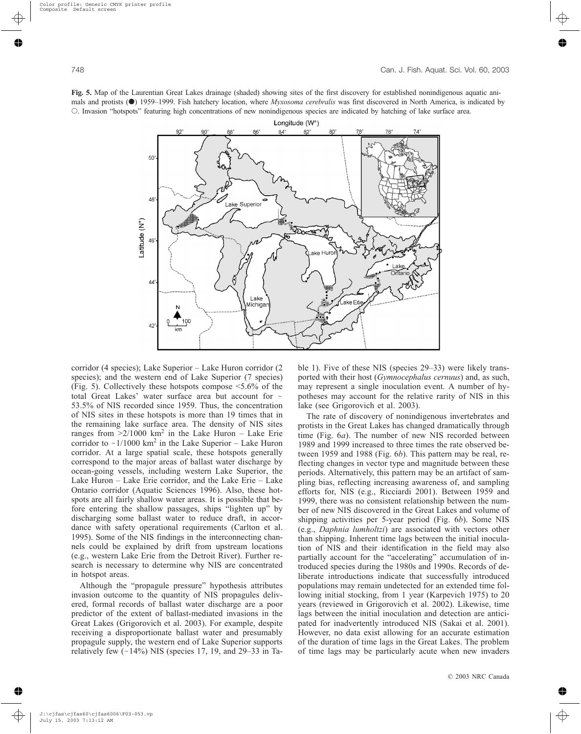**Fig. 5.** Map of the Laurentian Great Lakes drainage (shaded) showing sites of the first discovery for established nonindigenous aquatic animals and protists (●) 1959–1999. Fish hatchery location, where *Myxosoma cerebralis* was first discovered in North America, is indicated by ○. Invasion "hotspots" featuring high concentrations of new nonindigenous species are indicated by hatching of lake surface area.

corridor (4 species); Lake Superior – Lake Huron corridor (2 species); and the western end of Lake Superior (7 species) (Fig. 5). Collectively these hotspots compose <5.6% of the total Great Lakes' water surface area but account for ~ 53.5% of NIS recorded since 1959. Thus, the concentration of NIS sites in these hotspots is more than 19 times that in the remaining lake surface area. The density of NIS sites ranges from >2/1000 km$^2$ in the Lake Huron – Lake Erie corridor to ~1/1000 km$^2$ in the Lake Superior – Lake Huron corridor. At a large spatial scale, these hotspots generally correspond to the major areas of ballast water discharge by ocean-going vessels, including western Lake Superior, the Lake Huron – Lake Erie corridor, and the Lake Erie – Lake Ontario corridor (Aquatic Sciences 1996). Also, these hotspots are all fairly shallow water areas. It is possible that before entering the shallow passages, ships "lighten up" by discharging some ballast water to reduce draft, in accordance with safety operational requirements (Carlton et al. 1995). Some of the NIS findings in the interconnecting channels could be explained by drift from upstream locations (e.g., western Lake Erie from the Detroit River). Further research is necessary to determine why NIS are concentrated in hotspot areas.

Although the "propagule pressure" hypothesis attributes invasion outcome to the quantity of NIS propagules delivered, formal records of ballast water discharge are a poor predictor of the extent of ballast-mediated invasions in the Great Lakes (Grigorovich et al. 2003). For example, despite receiving a disproportionate ballast water and presumably propagule supply, the western end of Lake Superior supports relatively few (~14%) NIS (species 17, 19, and 29–33 in Table 1). Five of these NIS (species 29–33) were likely transported with their host (*Gymnocephalus cernuus*) and, as such, may represent a single inoculation event. A number of hypotheses may account for the relative rarity of NIS in this lake (see Grigorovich et al. 2003).

The rate of discovery of nonindigenous invertebrates and protists in the Great Lakes has changed dramatically through time (Fig. 6*a*). The number of new NIS recorded between 1989 and 1999 increased to three times the rate observed between 1959 and 1988 (Fig. 6*b*). This pattern may be real, reflecting changes in vector type and magnitude between these periods. Alternatively, this pattern may be an artifact of sampling bias, reflecting increasing awareness of, and sampling efforts for, NIS (e.g., Ricciardi 2001). Between 1959 and 1999, there was no consistent relationship between the number of new NIS discovered in the Great Lakes and volume of shipping activities per 5-year period (Fig. 6*b*). Some NIS (e.g., *Daphnia lumholtzi*) are associated with vectors other than shipping. Inherent time lags between the initial inoculation of NIS and their identification in the field may also partially account for the "accelerating" accumulation of introduced species during the 1980s and 1990s. Records of deliberate introductions indicate that successfully introduced populations may remain undetected for an extended time following initial stocking, from 1 year (Karpevich 1975) to 20 years (reviewed in Grigorovich et al. 2002). Likewise, time lags between the initial inoculation and detection are anticipated for inadvertently introduced NIS (Sakai et al. 2001). However, no data exist allowing for an accurate estimation of the duration of time lags in the Great Lakes. The problem of time lags may be particularly acute when new invaders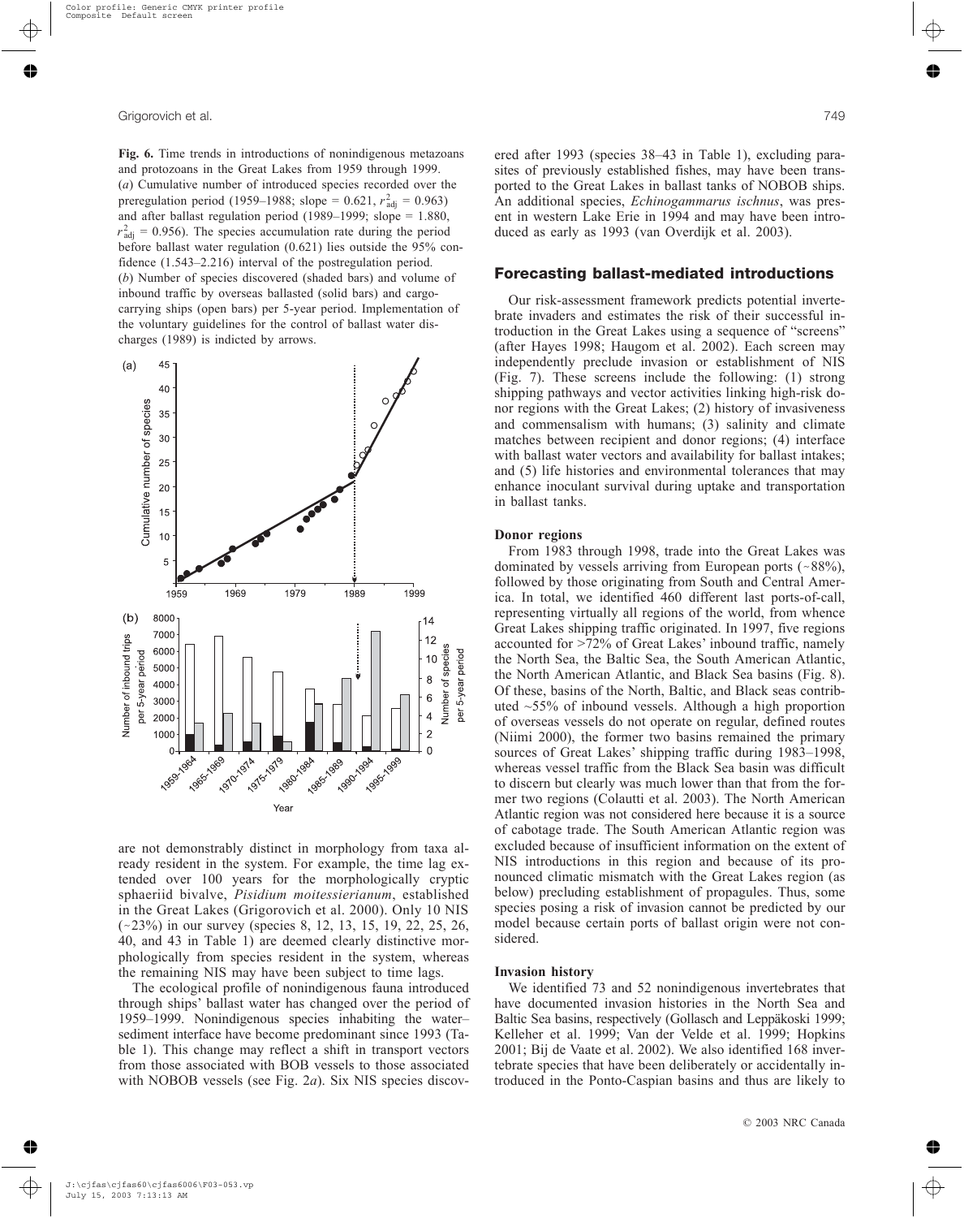**Fig. 6.** Time trends in introductions of nonindigenous metazoans and protozoans in the Great Lakes from 1959 through 1999. (*a*) Cumulative number of introduced species recorded over the preregulation period (1959–1988; slope = 0.621, $r^2_{adj}$ = 0.963) and after ballast regulation period (1989–1999; slope = 1.880, $r^2_{adj}$ = 0.956). The species accumulation rate during the period before ballast water regulation (0.621) lies outside the 95% confidence (1.543–2.216) interval of the postregulation period. (*b*) Number of species discovered (shaded bars) and volume of inbound traffic by overseas ballasted (solid bars) and cargo-carrying ships (open bars) per 5-year period. Implementation of the voluntary guidelines for the control of ballast water discharges (1989) is indicted by arrows.

are not demonstrably distinct in morphology from taxa already resident in the system. For example, the time lag extended over 100 years for the morphologically cryptic sphaeriid bivalve, *Pisidium moitessierianum*, established in the Great Lakes (Grigorovich et al. 2000). Only 10 NIS (~23%) in our survey (species 8, 12, 13, 15, 19, 22, 25, 26, 40, and 43 in Table 1) are deemed clearly distinctive morphologically from species resident in the system, whereas the remaining NIS may have been subject to time lags.

The ecological profile of nonindigenous fauna introduced through ships' ballast water has changed over the period of 1959–1999. Nonindigenous species inhabiting the water–sediment interface have become predominant since 1993 (Table 1). This change may reflect a shift in transport vectors from those associated with BOB vessels to those associated with NOBOB vessels (see Fig. 2*a*). Six NIS species discovered after 1993 (species 38–43 in Table 1), excluding parasites of previously established fishes, may have been transported to the Great Lakes in ballast tanks of NOBOB ships. An additional species, *Echinogammarus ischnus*, was present in western Lake Erie in 1994 and may have been introduced as early as 1993 (van Overdijk et al. 2003).

## Forecasting ballast-mediated introductions

Our risk-assessment framework predicts potential invertebrate invaders and estimates the risk of their successful introduction in the Great Lakes using a sequence of "screens" (after Hayes 1998; Haugom et al. 2002). Each screen may independently preclude invasion or establishment of NIS (Fig. 7). These screens include the following: (1) strong shipping pathways and vector activities linking high-risk donor regions with the Great Lakes; (2) history of invasiveness and commensalism with humans; (3) salinity and climate matches between recipient and donor regions; (4) interface with ballast water vectors and availability for ballast intakes; and (5) life histories and environmental tolerances that may enhance inoculant survival during uptake and transportation in ballast tanks.

### Donor regions

From 1983 through 1998, trade into the Great Lakes was dominated by vessels arriving from European ports (~88%), followed by those originating from South and Central America. In total, we identified 460 different last ports-of-call, representing virtually all regions of the world, from whence Great Lakes shipping traffic originated. In 1997, five regions accounted for >72% of Great Lakes' inbound traffic, namely the North Sea, the Baltic Sea, the South American Atlantic, the North American Atlantic, and Black Sea basins (Fig. 8). Of these, basins of the North, Baltic, and Black seas contributed ~55% of inbound vessels. Although a high proportion of overseas vessels do not operate on regular, defined routes (Niimi 2000), the former two basins remained the primary sources of Great Lakes' shipping traffic during 1983–1998, whereas vessel traffic from the Black Sea basin was difficult to discern but clearly was much lower than that from the former two regions (Colautti et al. 2003). The North American Atlantic region was not considered here because it is a source of cabotage trade. The South American Atlantic region was excluded because of insufficient information on the extent of NIS introductions in this region and because of its pronounced climatic mismatch with the Great Lakes region (as below) precluding establishment of propagules. Thus, some species posing a risk of invasion cannot be predicted by our model because certain ports of ballast origin were not considered.

### Invasion history

We identified 73 and 52 nonindigenous invertebrates that have documented invasion histories in the North Sea and Baltic Sea basins, respectively (Gollasch and Leppäkoski 1999; Kelleher et al. 1999; Van der Velde et al. 1999; Hopkins 2001; Bij de Vaate et al. 2002). We also identified 168 invertebrate species that have been deliberately or accidentally introduced in the Ponto-Caspian basins and thus are likely to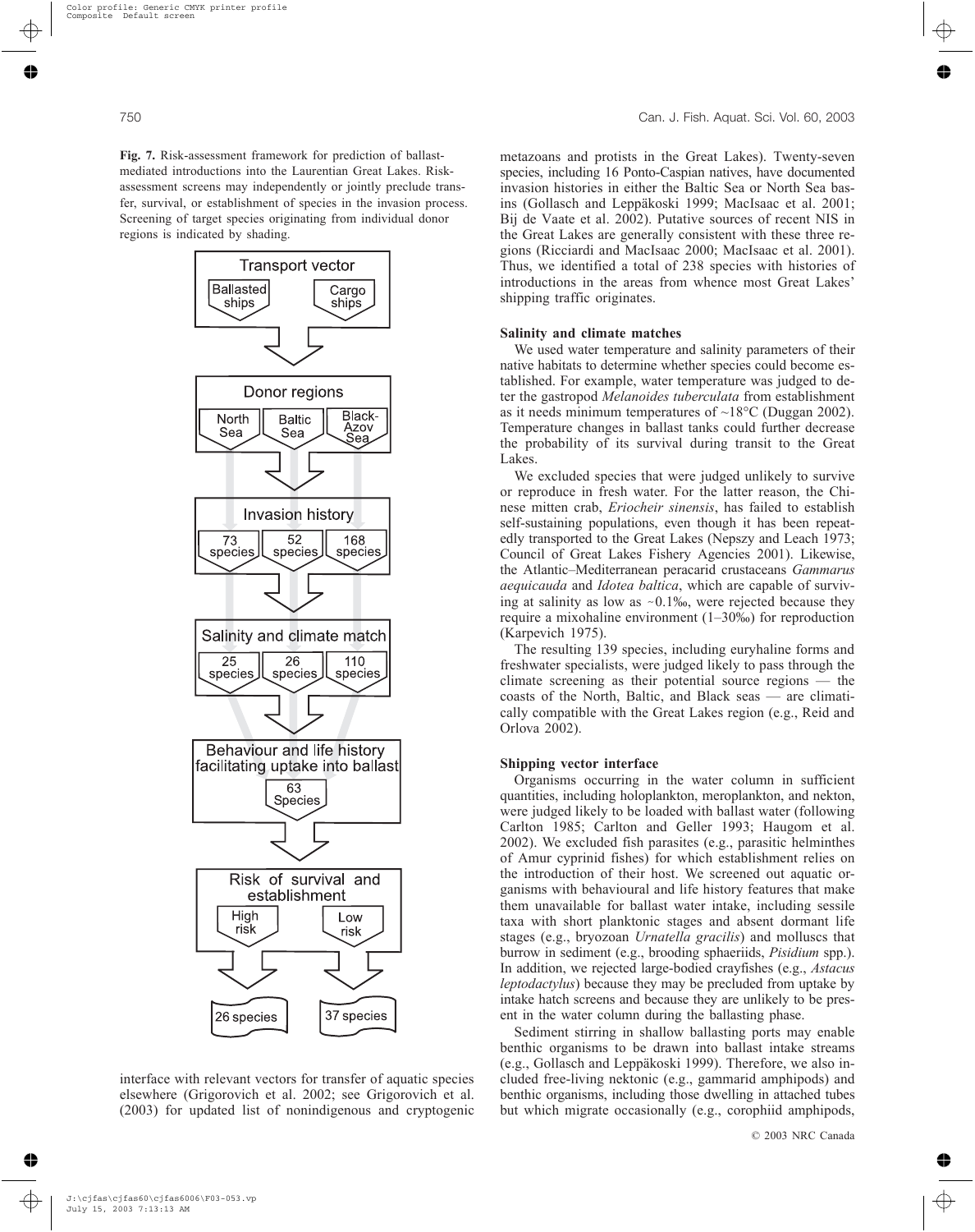**Fig. 7.** Risk-assessment framework for prediction of ballast-mediated introductions into the Laurentian Great Lakes. Risk-assessment screens may independently or jointly preclude transfer, survival, or establishment of species in the invasion process. Screening of target species originating from individual donor regions is indicated by shading.

interface with relevant vectors for transfer of aquatic species elsewhere (Grigorovich et al. 2002; see Grigorovich et al. (2003) for updated list of nonindigenous and cryptogenic metazoans and protists in the Great Lakes). Twenty-seven species, including 16 Ponto-Caspian natives, have documented invasion histories in either the Baltic Sea or North Sea basins (Gollasch and Leppäkoski 1999; MacIsaac et al. 2001; Bij de Vaate et al. 2002). Putative sources of recent NIS in the Great Lakes are generally consistent with these three regions (Ricciardi and MacIsaac 2000; MacIsaac et al. 2001). Thus, we identified a total of 238 species with histories of introductions in the areas from whence most Great Lakes' shipping traffic originates.

### Salinity and climate matches

We used water temperature and salinity parameters of their native habitats to determine whether species could become established. For example, water temperature was judged to deter the gastropod *Melanoides tuberculata* from establishment as it needs minimum temperatures of ~18°C (Duggan 2002). Temperature changes in ballast tanks could further decrease the probability of its survival during transit to the Great Lakes.

We excluded species that were judged unlikely to survive or reproduce in fresh water. For the latter reason, the Chinese mitten crab, *Eriocheir sinensis*, has failed to establish self-sustaining populations, even though it has been repeatedly transported to the Great Lakes (Nepszy and Leach 1973; Council of Great Lakes Fishery Agencies 2001). Likewise, the Atlantic–Mediterranean peracarid crustaceans *Gammarus aequicauda* and *Idotea baltica*, which are capable of surviving at salinity as low as ~0.1‰, were rejected because they require a mixohaline environment (1–30‰) for reproduction (Karpevich 1975).

The resulting 139 species, including euryhaline forms and freshwater specialists, were judged likely to pass through the climate screening as their potential source regions — the coasts of the North, Baltic, and Black seas — are climatically compatible with the Great Lakes region (e.g., Reid and Orlova 2002).

### Shipping vector interface

Organisms occurring in the water column in sufficient quantities, including holoplankton, meroplankton, and nekton, were judged likely to be loaded with ballast water (following Carlton 1985; Carlton and Geller 1993; Haugom et al. 2002). We excluded fish parasites (e.g., parasitic helminthes of Amur cyprinid fishes) for which establishment relies on the introduction of their host. We screened out aquatic organisms with behavioural and life history features that make them unavailable for ballast water intake, including sessile taxa with short planktonic stages and absent dormant life stages (e.g., bryozoan *Urnatella gracilis*) and molluscs that burrow in sediment (e.g., brooding sphaeriids, *Pisidium* spp.). In addition, we rejected large-bodied crayfishes (e.g., *Astacus leptodactylus*) because they may be precluded from uptake by intake hatch screens and because they are unlikely to be present in the water column during the ballasting phase.

Sediment stirring in shallow ballasting ports may enable benthic organisms to be drawn into ballast intake streams (e.g., Gollasch and Leppäkoski 1999). Therefore, we also included free-living nektonic (e.g., gammarid amphipods) and benthic organisms, including those dwelling in attached tubes but which migrate occasionally (e.g., corophiid amphipods,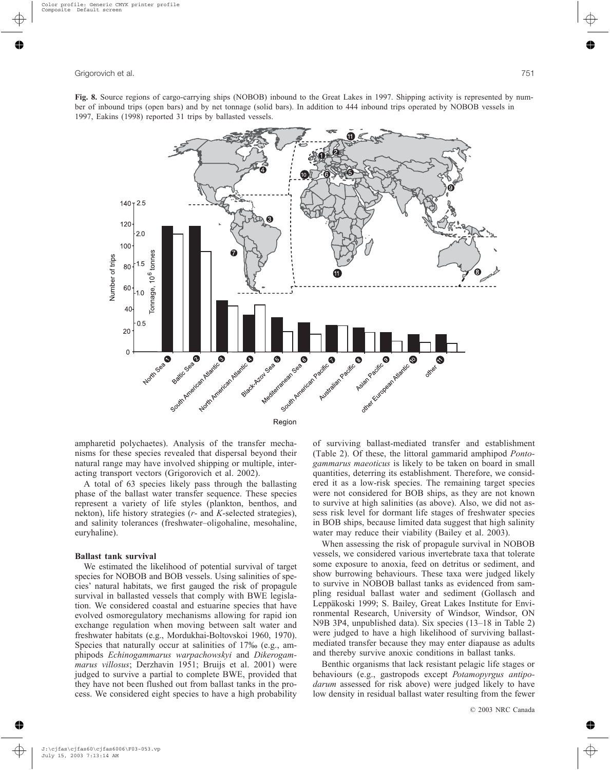**Fig. 8.** Source regions of cargo-carrying ships (NOBOB) inbound to the Great Lakes in 1997. Shipping activity is represented by number of inbound trips (open bars) and by net tonnage (solid bars). In addition to 444 inbound trips operated by NOBOB vessels in 1997, Eakins (1998) reported 31 trips by ballasted vessels.

ampharetid polychaetes). Analysis of the transfer mechanisms for these species revealed that dispersal beyond their natural range may have involved shipping or multiple, interacting transport vectors (Grigorovich et al. 2002).

A total of 63 species likely pass through the ballasting phase of the ballast water transfer sequence. These species represent a variety of life styles (plankton, benthos, and nekton), life history strategies (*r*- and *K*-selected strategies), and salinity tolerances (freshwater–oligohaline, mesohaline, euryhaline).

### Ballast tank survival

We estimated the likelihood of potential survival of target species for NOBOB and BOB vessels. Using salinities of species' natural habitats, we first gauged the risk of propagule survival in ballasted vessels that comply with BWE legislation. We considered coastal and estuarine species that have evolved osmoregulatory mechanisms allowing for rapid ion exchange regulation when moving between salt water and freshwater habitats (e.g., Mordukhai-Boltovskoi 1960, 1970). Species that naturally occur at salinities of 17‰ (e.g., amphipods *Echinogammarus warpachowskyi* and *Dikerogammarus villosus*; Derzhavin 1951; Bruijs et al. 2001) were judged to survive a partial to complete BWE, provided that they have not been flushed out from ballast tanks in the process. We considered eight species to have a high probability of surviving ballast-mediated transfer and establishment (Table 2). Of these, the littoral gammarid amphipod *Pontogammarus maeoticus* is likely to be taken on board in small quantities, deterring its establishment. Therefore, we considered it as a low-risk species. The remaining target species were not considered for BOB ships, as they are not known to survive at high salinities (as above). Also, we did not assess risk level for dormant life stages of freshwater species in BOB ships, because limited data suggest that high salinity water may reduce their viability (Bailey et al. 2003).

When assessing the risk of propagule survival in NOBOB vessels, we considered various invertebrate taxa that tolerate some exposure to anoxia, feed on detritus or sediment, and show burrowing behaviours. These taxa were judged likely to survive in NOBOB ballast tanks as evidenced from sampling residual ballast water and sediment (Gollasch and Leppäkoski 1999; S. Bailey, Great Lakes Institute for Environmental Research, University of Windsor, Windsor, ON N9B 3P4, unpublished data). Six species (13–18 in Table 2) were judged to have a high likelihood of surviving ballast-mediated transfer because they may enter diapause as adults and thereby survive anoxic conditions in ballast tanks.

Benthic organisms that lack resistant pelagic life stages or behaviours (e.g., gastropods except *Potamopyrgus antipodarum* assessed for risk above) were judged likely to have low density in residual ballast water resulting from the fewer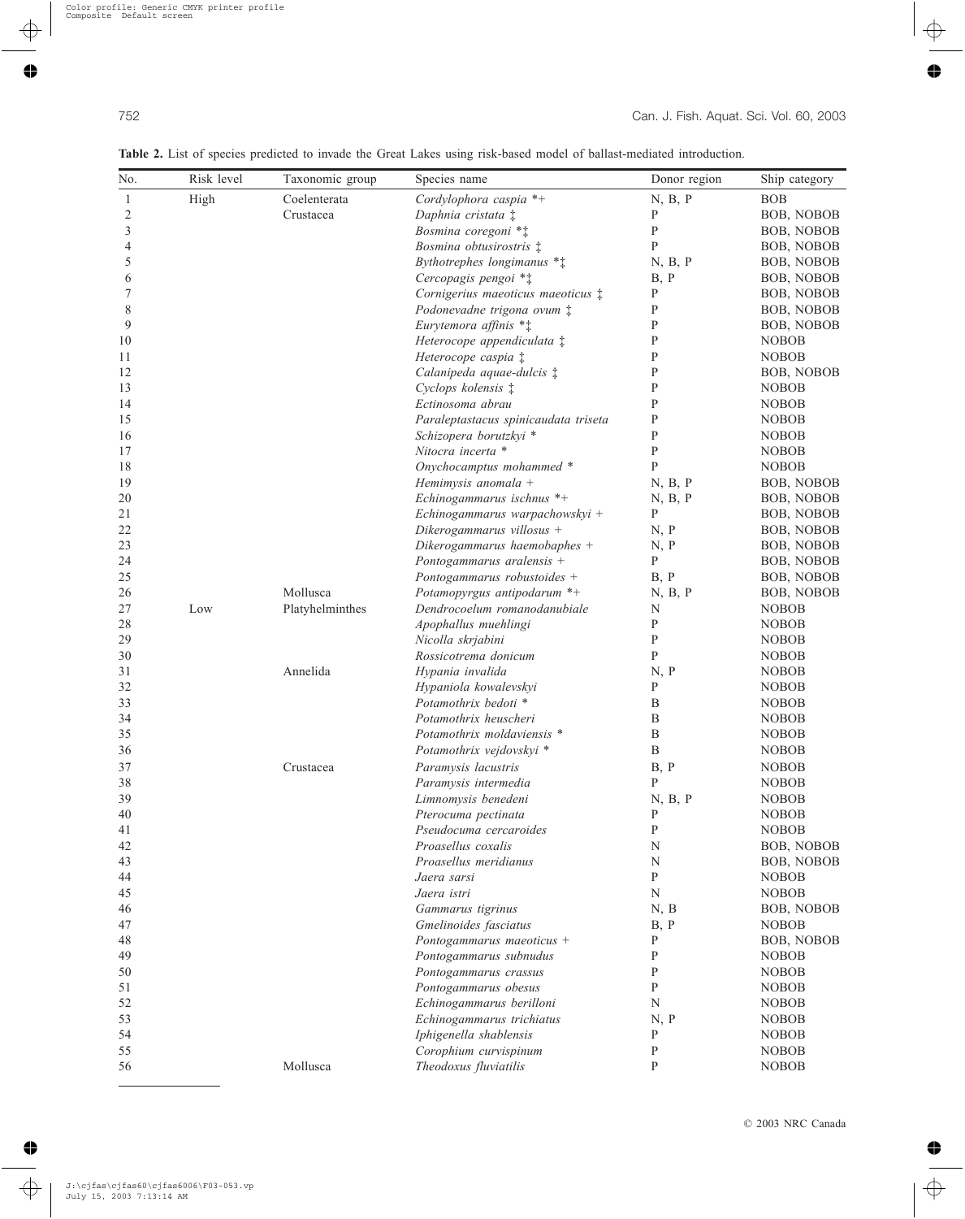**Table 2.** List of species predicted to invade the Great Lakes using risk-based model of ballast-mediated introduction.

| No. | Risk level | Taxonomic group | Species name | Donor region | Ship category |
|---|---|---|---|---|---|
| 1 | High | Coelenterata | *Cordylophora caspia* *+ | N, B, P | BOB |
| 2 | | Crustacea | *Daphnia cristata* ‡ | P | BOB, NOBOB |
| 3 | | | *Bosmina coregoni* *‡ | P | BOB, NOBOB |
| 4 | | | *Bosmina obtusirostris* ‡ | P | BOB, NOBOB |
| 5 | | | *Bythotrephes longimanus* *‡ | N, B, P | BOB, NOBOB |
| 6 | | | *Cercopagis pengoi* *‡ | B, P | BOB, NOBOB |
| 7 | | | *Cornigerius maeoticus maeoticus* ‡ | P | BOB, NOBOB |
| 8 | | | *Podonevadne trigona ovum* ‡ | P | BOB, NOBOB |
| 9 | | | *Eurytemora affinis* *‡ | P | BOB, NOBOB |
| 10 | | | *Heterocope appendiculata* ‡ | P | NOBOB |
| 11 | | | *Heterocope caspia* ‡ | P | NOBOB |
| 12 | | | *Calanipeda aquae-dulcis* ‡ | P | BOB, NOBOB |
| 13 | | | *Cyclops kolensis* ‡ | P | NOBOB |
| 14 | | | *Ectinosoma abrau* | P | NOBOB |
| 15 | | | *Paraleptastacus spinicaudata triseta* | P | NOBOB |
| 16 | | | *Schizopera borutzkyi* * | P | NOBOB |
| 17 | | | *Nitocra incerta* * | P | NOBOB |
| 18 | | | *Onychocamptus mohammed* * | P | NOBOB |
| 19 | | | *Hemimysis anomala* + | N, B, P | BOB, NOBOB |
| 20 | | | *Echinogammarus ischnus* *+ | N, B, P | BOB, NOBOB |
| 21 | | | *Echinogammarus warpachowskyi* + | P | BOB, NOBOB |
| 22 | | | *Dikerogammarus villosus* + | N, P | BOB, NOBOB |
| 23 | | | *Dikerogammarus haemobaphes* + | N, P | BOB, NOBOB |
| 24 | | | *Pontogammarus aralensis* + | P | BOB, NOBOB |
| 25 | | | *Pontogammarus robustoides* + | B, P | BOB, NOBOB |
| 26 | | Mollusca | *Potamopyrgus antipodarum* *+ | N, B, P | BOB, NOBOB |
| 27 | Low | Platyhelminthes | *Dendrocoelum romanodanubiale* | N | NOBOB |
| 28 | | | *Apophallus muehlingi* | P | NOBOB |
| 29 | | | *Nicolla skrjabini* | P | NOBOB |
| 30 | | | *Rossicotrema donicum* | P | NOBOB |
| 31 | | Annelida | *Hypania invalida* | N, P | NOBOB |
| 32 | | | *Hypaniola kowalevskyi* | P | NOBOB |
| 33 | | | *Potamothrix bedoti* * | B | NOBOB |
| 34 | | | *Potamothrix heuscheri* | B | NOBOB |
| 35 | | | *Potamothrix moldaviensis* * | B | NOBOB |
| 36 | | | *Potamothrix vejdovskyi* * | B | NOBOB |
| 37 | | Crustacea | *Paramysis lacustris* | B, P | NOBOB |
| 38 | | | *Paramysis intermedia* | P | NOBOB |
| 39 | | | *Limnomysis benedeni* | N, B, P | NOBOB |
| 40 | | | *Pterocuma pectinata* | P | NOBOB |
| 41 | | | *Pseudocuma cercaroides* | P | NOBOB |
| 42 | | | *Proasellus coxalis* | N | BOB, NOBOB |
| 43 | | | *Proasellus meridianus* | N | BOB, NOBOB |
| 44 | | | *Jaera sarsi* | P | NOBOB |
| 45 | | | *Jaera istri* | N | NOBOB |
| 46 | | | *Gammarus tigrinus* | N, B | BOB, NOBOB |
| 47 | | | *Gmelinoides fasciatus* | B, P | NOBOB |
| 48 | | | *Pontogammarus maeoticus* + | P | BOB, NOBOB |
| 49 | | | *Pontogammarus subnudus* | P | NOBOB |
| 50 | | | *Pontogammarus crassus* | P | NOBOB |
| 51 | | | *Pontogammarus obesus* | P | NOBOB |
| 52 | | | *Echinogammarus berilloni* | N | NOBOB |
| 53 | | | *Echinogammarus trichiatus* | N, P | NOBOB |
| 54 | | | *Iphigenella shablensis* | P | NOBOB |
| 55 | | | *Corophium curvispinum* | P | NOBOB |
| 56 | | Mollusca | *Theodoxus fluviatilis* | P | NOBOB |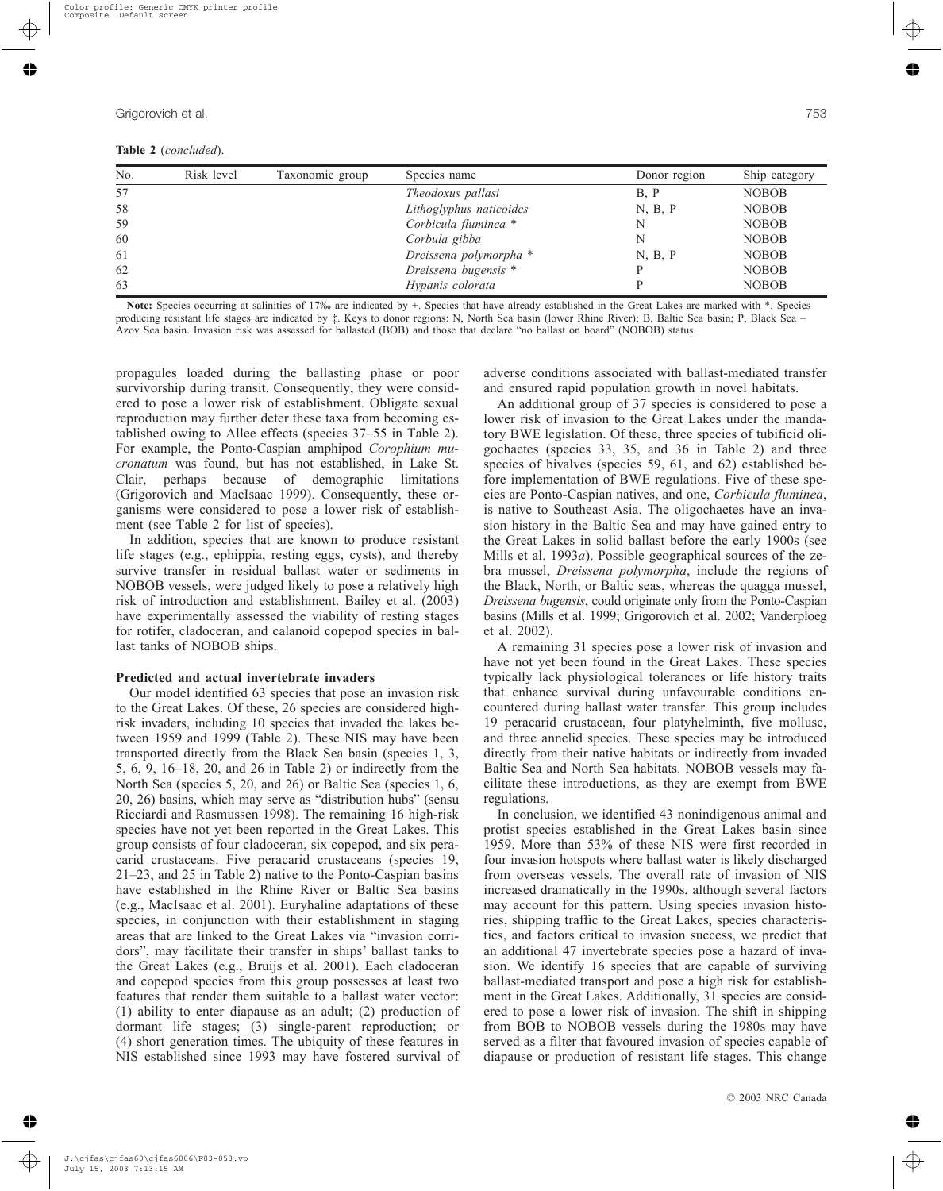**Table 2** (*concluded*).

| No. | Risk level | Taxonomic group | Species name | Donor region | Ship category |
|---|---|---|---|---|---|
| 57 | | | *Theodoxus pallasi* | B, P | NOBOB |
| 58 | | | *Lithoglyphus naticoides* | N, B, P | NOBOB |
| 59 | | | *Corbicula fluminea* * | N | NOBOB |
| 60 | | | *Corbula gibba* | N | NOBOB |
| 61 | | | *Dreissena polymorpha* * | N, B, P | NOBOB |
| 62 | | | *Dreissena bugensis* * | P | NOBOB |
| 63 | | | *Hypanis colorata* | P | NOBOB |

**Note:** Species occurring at salinities of 17‰ are indicated by +. Species that have already established in the Great Lakes are marked with *. Species producing resistant life stages are indicated by ‡. Keys to donor regions: N, North Sea basin (lower Rhine River); B, Baltic Sea basin; P, Black Sea – Azov Sea basin. Invasion risk was assessed for ballasted (BOB) and those that declare "no ballast on board" (NOBOB) status.

propagules loaded during the ballasting phase or poor survivorship during transit. Consequently, they were considered to pose a lower risk of establishment. Obligate sexual reproduction may further deter these taxa from becoming established owing to Allee effects (species 37–55 in Table 2). For example, the Ponto-Caspian amphipod *Corophium mucronatum* was found, but has not established, in Lake St. Clair, perhaps because of demographic limitations (Grigorovich and MacIsaac 1999). Consequently, these organisms were considered to pose a lower risk of establishment (see Table 2 for list of species).

In addition, species that are known to produce resistant life stages (e.g., ephippia, resting eggs, cysts), and thereby survive transfer in residual ballast water or sediments in NOBOB vessels, were judged likely to pose a relatively high risk of introduction and establishment. Bailey et al. (2003) have experimentally assessed the viability of resting stages for rotifer, cladoceran, and calanoid copepod species in ballast tanks of NOBOB ships.

### Predicted and actual invertebrate invaders

Our model identified 63 species that pose an invasion risk to the Great Lakes. Of these, 26 species are considered high-risk invaders, including 10 species that invaded the lakes between 1959 and 1999 (Table 2). These NIS may have been transported directly from the Black Sea basin (species 1, 3, 5, 6, 9, 16–18, 20, and 26 in Table 2) or indirectly from the North Sea (species 5, 20, and 26) or Baltic Sea (species 1, 6, 20, 26) basins, which may serve as "distribution hubs" (sensu Ricciardi and Rasmussen 1998). The remaining 16 high-risk species have not yet been reported in the Great Lakes. This group consists of four cladoceran, six copepod, and six peracarid crustaceans. Five peracarid crustaceans (species 19, 21–23, and 25 in Table 2) native to the Ponto-Caspian basins have established in the Rhine River or Baltic Sea basins (e.g., MacIsaac et al. 2001). Euryhaline adaptations of these species, in conjunction with their establishment in staging areas that are linked to the Great Lakes via "invasion corridors", may facilitate their transfer in ships' ballast tanks to the Great Lakes (e.g., Bruijs et al. 2001). Each cladoceran and copepod species from this group possesses at least two features that render them suitable to a ballast water vector: (1) ability to enter diapause as an adult; (2) production of dormant life stages; (3) single-parent reproduction; or (4) short generation times. The ubiquity of these features in NIS established since 1993 may have fostered survival of adverse conditions associated with ballast-mediated transfer and ensured rapid population growth in novel habitats.

An additional group of 37 species is considered to pose a lower risk of invasion to the Great Lakes under the mandatory BWE legislation. Of these, three species of tubificid oligochaetes (species 33, 35, and 36 in Table 2) and three species of bivalves (species 59, 61, and 62) established before implementation of BWE regulations. Five of these species are Ponto-Caspian natives, and one, *Corbicula fluminea*, is native to Southeast Asia. The oligochaetes have an invasion history in the Baltic Sea and may have gained entry to the Great Lakes in solid ballast before the early 1900s (see Mills et al. 1993*a*). Possible geographical sources of the zebra mussel, *Dreissena polymorpha*, include the regions of the Black, North, or Baltic seas, whereas the quagga mussel, *Dreissena bugensis*, could originate only from the Ponto-Caspian basins (Mills et al. 1999; Grigorovich et al. 2002; Vanderploeg et al. 2002).

A remaining 31 species pose a lower risk of invasion and have not yet been found in the Great Lakes. These species typically lack physiological tolerances or life history traits that enhance survival during unfavourable conditions encountered during ballast water transfer. This group includes 19 peracarid crustacean, four platyhelminth, five mollusc, and three annelid species. These species may be introduced directly from their native habitats or indirectly from invaded Baltic Sea and North Sea habitats. NOBOB vessels may facilitate these introductions, as they are exempt from BWE regulations.

In conclusion, we identified 43 nonindigenous animal and protist species established in the Great Lakes basin since 1959. More than 53% of these NIS were first recorded in four invasion hotspots where ballast water is likely discharged from overseas vessels. The overall rate of invasion of NIS increased dramatically in the 1990s, although several factors may account for this pattern. Using species invasion histories, shipping traffic to the Great Lakes, species characteristics, and factors critical to invasion success, we predict that an additional 47 invertebrate species pose a hazard of invasion. We identify 16 species that are capable of surviving ballast-mediated transport and pose a high risk for establishment in the Great Lakes. Additionally, 31 species are considered to pose a lower risk of invasion. The shift in shipping from BOB to NOBOB vessels during the 1980s may have served as a filter that favoured invasion of species capable of diapause or production of resistant life stages. This change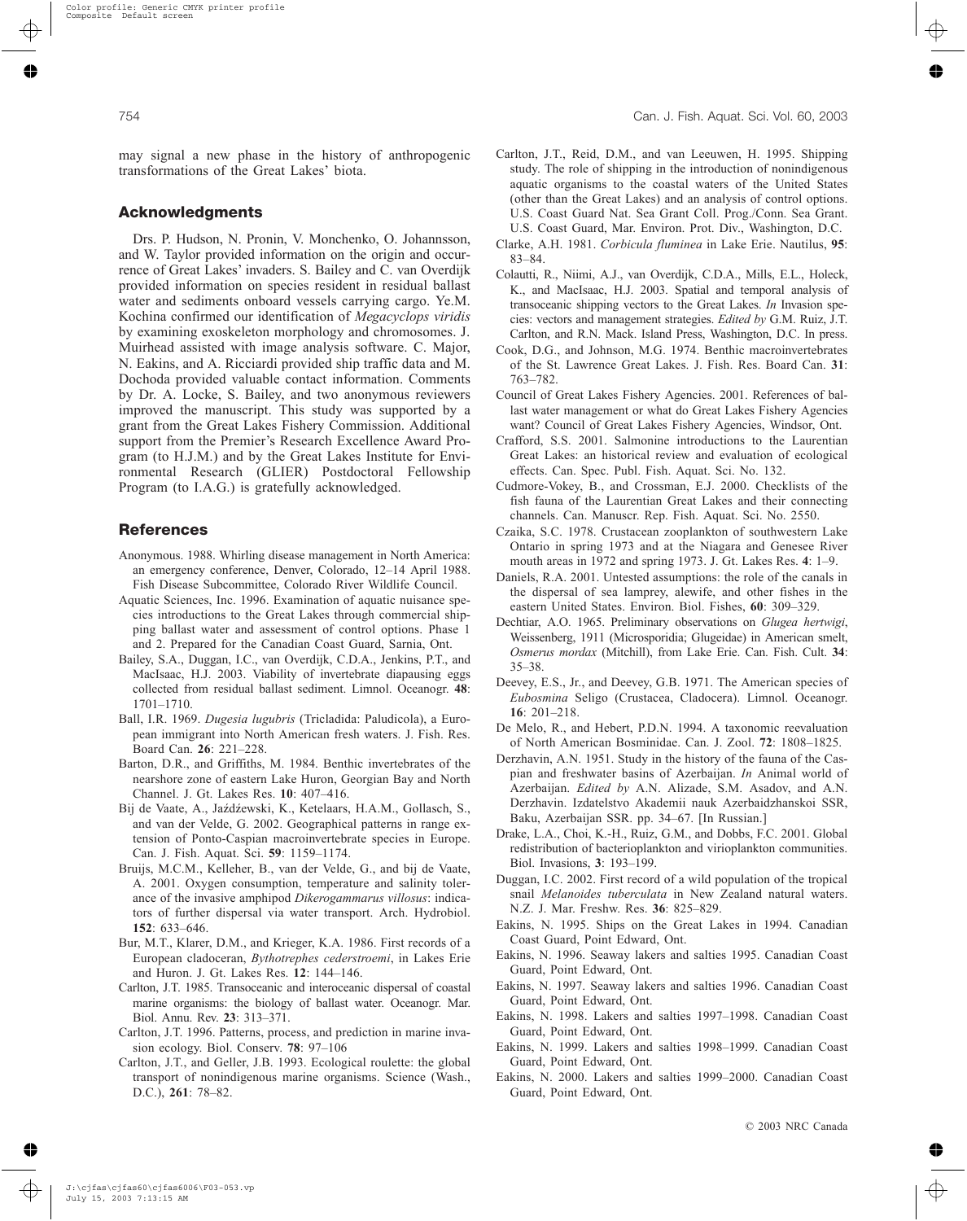may signal a new phase in the history of anthropogenic transformations of the Great Lakes' biota.

## Acknowledgments

Drs. P. Hudson, N. Pronin, V. Monchenko, O. Johannsson, and W. Taylor provided information on the origin and occurrence of Great Lakes' invaders. S. Bailey and C. van Overdijk provided information on species resident in residual ballast water and sediments onboard vessels carrying cargo. Ye.M. Kochina confirmed our identification of *Megacyclops viridis* by examining exoskeleton morphology and chromosomes. J. Muirhead assisted with image analysis software. C. Major, N. Eakins, and A. Ricciardi provided ship traffic data and M. Dochoda provided valuable contact information. Comments by Dr. A. Locke, S. Bailey, and two anonymous reviewers improved the manuscript. This study was supported by a grant from the Great Lakes Fishery Commission. Additional support from the Premier's Research Excellence Award Program (to H.J.M.) and by the Great Lakes Institute for Environmental Research (GLIER) Postdoctoral Fellowship Program (to I.A.G.) is gratefully acknowledged.

## References

Anonymous. 1988. Whirling disease management in North America: an emergency conference, Denver, Colorado, 12–14 April 1988. Fish Disease Subcommittee, Colorado River Wildlife Council.

Aquatic Sciences, Inc. 1996. Examination of aquatic nuisance species introductions to the Great Lakes through commercial shipping ballast water and assessment of control options. Phase 1 and 2. Prepared for the Canadian Coast Guard, Sarnia, Ont.

Bailey, S.A., Duggan, I.C., van Overdijk, C.D.A., Jenkins, P.T., and MacIsaac, H.J. 2003. Viability of invertebrate diapausing eggs collected from residual ballast sediment. Limnol. Oceanogr. **48**: 1701–1710.

Ball, I.R. 1969. *Dugesia lugubris* (Tricladida: Paludicola), a European immigrant into North American fresh waters. J. Fish. Res. Board Can. **26**: 221–228.

Barton, D.R., and Griffiths, M. 1984. Benthic invertebrates of the nearshore zone of eastern Lake Huron, Georgian Bay and North Channel. J. Gt. Lakes Res. **10**: 407–416.

Bij de Vaate, A., Jażdżewski, K., Ketelaars, H.A.M., Gollasch, S., and van der Velde, G. 2002. Geographical patterns in range extension of Ponto-Caspian macroinvertebrate species in Europe. Can. J. Fish. Aquat. Sci. **59**: 1159–1174.

Bruijs, M.C.M., Kelleher, B., van der Velde, G., and bij de Vaate, A. 2001. Oxygen consumption, temperature and salinity tolerance of the invasive amphipod *Dikerogammarus villosus*: indicators of further dispersal via water transport. Arch. Hydrobiol. **152**: 633–646.

Bur, M.T., Klarer, D.M., and Krieger, K.A. 1986. First records of a European cladoceran, *Bythotrephes cederstroemi*, in Lakes Erie and Huron. J. Gt. Lakes Res. **12**: 144–146.

Carlton, J.T. 1985. Transoceanic and interoceanic dispersal of coastal marine organisms: the biology of ballast water. Oceanogr. Mar. Biol. Annu. Rev. **23**: 313–371.

Carlton, J.T. 1996. Patterns, process, and prediction in marine invasion ecology. Biol. Conserv. **78**: 97–106

Carlton, J.T., and Geller, J.B. 1993. Ecological roulette: the global transport of nonindigenous marine organisms. Science (Wash., D.C.), **261**: 78–82.

Carlton, J.T., Reid, D.M., and van Leeuwen, H. 1995. Shipping study. The role of shipping in the introduction of nonindigenous aquatic organisms to the coastal waters of the United States (other than the Great Lakes) and an analysis of control options. U.S. Coast Guard Nat. Sea Grant Coll. Prog./Conn. Sea Grant. U.S. Coast Guard, Mar. Environ. Prot. Div., Washington, D.C.

Clarke, A.H. 1981. *Corbicula fluminea* in Lake Erie. Nautilus, **95**: 83–84.

Colautti, R., Niimi, A.J., van Overdijk, C.D.A., Mills, E.L., Holeck, K., and MacIsaac, H.J. 2003. Spatial and temporal analysis of transoceanic shipping vectors to the Great Lakes. *In* Invasion species: vectors and management strategies. *Edited by* G.M. Ruiz, J.T. Carlton, and R.N. Mack. Island Press, Washington, D.C. In press.

Cook, D.G., and Johnson, M.G. 1974. Benthic macroinvertebrates of the St. Lawrence Great Lakes. J. Fish. Res. Board Can. **31**: 763–782.

Council of Great Lakes Fishery Agencies. 2001. References of ballast water management or what do Great Lakes Fishery Agencies want? Council of Great Lakes Fishery Agencies, Windsor, Ont.

Crafford, S.S. 2001. Salmonine introductions to the Laurentian Great Lakes: an historical review and evaluation of ecological effects. Can. Spec. Publ. Fish. Aquat. Sci. No. 132.

Cudmore-Vokey, B., and Crossman, E.J. 2000. Checklists of the fish fauna of the Laurentian Great Lakes and their connecting channels. Can. Manuscr. Rep. Fish. Aquat. Sci. No. 2550.

Czaika, S.C. 1978. Crustacean zooplankton of southwestern Lake Ontario in spring 1973 and at the Niagara and Genesee River mouth areas in 1972 and spring 1973. J. Gt. Lakes Res. **4**: 1–9.

Daniels, R.A. 2001. Untested assumptions: the role of the canals in the dispersal of sea lamprey, alewife, and other fishes in the eastern United States. Environ. Biol. Fishes, **60**: 309–329.

Dechtiar, A.O. 1965. Preliminary observations on *Glugea hertwigi*, Weissenberg, 1911 (Microsporidia; Glugeidae) in American smelt, *Osmerus mordax* (Mitchill), from Lake Erie. Can. Fish. Cult. **34**: 35–38.

Deevey, E.S., Jr., and Deevey, G.B. 1971. The American species of *Eubosmina* Seligo (Crustacea, Cladocera). Limnol. Oceanogr. **16**: 201–218.

De Melo, R., and Hebert, P.D.N. 1994. A taxonomic reevaluation of North American Bosminidae. Can. J. Zool. **72**: 1808–1825.

Derzhavin, A.N. 1951. Study in the history of the fauna of the Caspian and freshwater basins of Azerbaijan. *In* Animal world of Azerbaijan. *Edited by* A.N. Alizade, S.M. Asadov, and A.N. Derzhavin. Izdatelstvo Akademii nauk Azerbaidzhanskoi SSR, Baku, Azerbaijan SSR. pp. 34–67. [In Russian.]

Drake, L.A., Choi, K.-H., Ruiz, G.M., and Dobbs, F.C. 2001. Global redistribution of bacterioplankton and virioplankton communities. Biol. Invasions, **3**: 193–199.

Duggan, I.C. 2002. First record of a wild population of the tropical snail *Melanoides tuberculata* in New Zealand natural waters. N.Z. J. Mar. Freshw. Res. **36**: 825–829.

Eakins, N. 1995. Ships on the Great Lakes in 1994. Canadian Coast Guard, Point Edward, Ont.

Eakins, N. 1996. Seaway lakers and salties 1995. Canadian Coast Guard, Point Edward, Ont.

Eakins, N. 1997. Seaway lakers and salties 1996. Canadian Coast Guard, Point Edward, Ont.

Eakins, N. 1998. Lakers and salties 1997–1998. Canadian Coast Guard, Point Edward, Ont.

Eakins, N. 1999. Lakers and salties 1998–1999. Canadian Coast Guard, Point Edward, Ont.

Eakins, N. 2000. Lakers and salties 1999–2000. Canadian Coast Guard, Point Edward, Ont.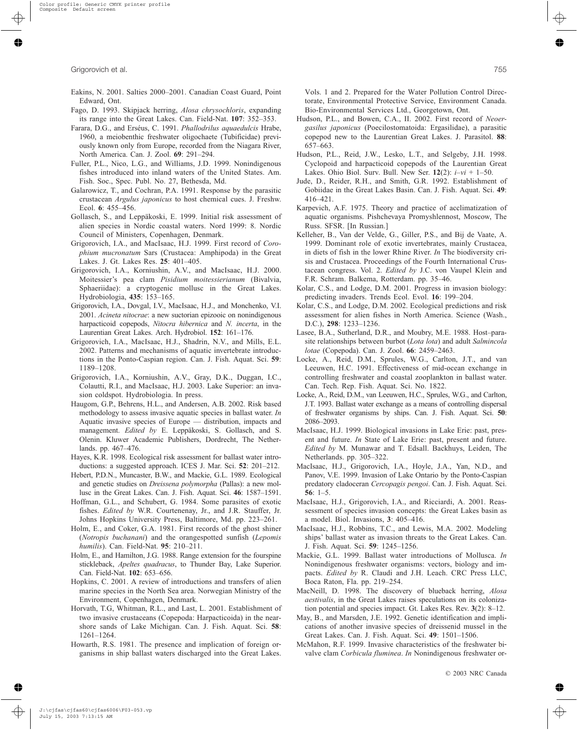Eakins, N. 2001. Salties 2000–2001. Canadian Coast Guard, Point Edward, Ont.

Fago, D. 1993. Skipjack herring, *Alosa chrysochloris*, expanding its range into the Great Lakes. Can. Field-Nat. **107**: 352–353.

Farara, D.G., and Erséus, C. 1991. *Phallodrilus aquaedulcis* Hrabe, 1960, a meiobenthic freshwater oligochaete (Tubificidae) previously known only from Europe, recorded from the Niagara River, North America. Can. J. Zool. **69**: 291–294.

Fuller, P.L., Nico, L.G., and Williams, J.D. 1999. Nonindigenous fishes introduced into inland waters of the United States. Am. Fish. Soc., Spec. Publ. No. 27, Bethesda, Md.

Galarowicz, T., and Cochran, P.A. 1991. Response by the parasitic crustacean *Argulus japonicus* to host chemical cues. J. Freshw. Ecol. **6**: 455–456.

Gollasch, S., and Leppäkoski, E. 1999. Initial risk assessment of alien species in Nordic coastal waters. Nord 1999: 8. Nordic Council of Ministers, Copenhagen, Denmark.

Grigorovich, I.A., and MacIsaac, H.J. 1999. First record of *Corophium mucronatum* Sars (Crustacea: Amphipoda) in the Great Lakes. J. Gt. Lakes Res. **25**: 401–405.

Grigorovich, I.A., Korniushin, A.V., and MacIsaac, H.J. 2000. Moitessier's pea clam *Pisidium moitessierianum* (Bivalvia, Sphaeriidae): a cryptogenic mollusc in the Great Lakes. Hydrobiologia, **435**: 153–165.

Grigorovich, I.A., Dovgal, I.V., MacIsaac, H.J., and Monchenko, V.I. 2001. *Acineta nitocrae*: a new suctorian epizooic on nonindigenous harpacticoid copepods, *Nitocra hibernica* and *N. incerta*, in the Laurentian Great Lakes. Arch. Hydrobiol. **152**: 161–176.

Grigorovich, I.A., MacIsaac, H.J., Shadrin, N.V., and Mills, E.L. 2002. Patterns and mechanisms of aquatic invertebrate introductions in the Ponto-Caspian region. Can. J. Fish. Aquat. Sci. **59**: 1189–1208.

Grigorovich, I.A., Korniushin, A.V., Gray, D.K., Duggan, I.C., Colautti, R.I., and MacIsaac, H.J. 2003. Lake Superior: an invasion coldspot. Hydrobiologia. In press.

Haugom, G.P., Behrens, H.L., and Andersen, A.B. 2002. Risk based methodology to assess invasive aquatic species in ballast water. *In* Aquatic invasive species of Europe — distribution, impacts and management. *Edited by* E. Leppäkoski, S. Gollasch, and S. Olenin. Kluwer Academic Publishers, Dordrecht, The Netherlands. pp. 467–476.

Hayes, K.R. 1998. Ecological risk assessment for ballast water introductions: a suggested approach. ICES J. Mar. Sci. **52**: 201–212.

Hebert, P.D.N., Muncaster, B.W., and Mackie, G.L. 1989. Ecological and genetic studies on *Dreissena polymorpha* (Pallas): a new mollusc in the Great Lakes. Can. J. Fish. Aquat. Sci. **46**: 1587–1591.

Hoffman, G.L., and Schubert, G. 1984. Some parasites of exotic fishes. *Edited by* W.R. Courtenenay, Jr., and J.R. Stauffer, Jr. Johns Hopkins University Press, Baltimore, Md. pp. 223–261.

Holm, E., and Coker, G.A. 1981. First records of the ghost shiner (*Notropis buchanani*) and the orangespotted sunfish (*Lepomis humilis*). Can. Field-Nat. **95**: 210–211.

Holm, E., and Hamilton, J.G. 1988. Range extension for the fourspine stickleback, *Apeltes quadracus*, to Thunder Bay, Lake Superior. Can. Field-Nat. **102**: 653–656.

Hopkins, C. 2001. A review of introductions and transfers of alien marine species in the North Sea area. Norwegian Ministry of the Environment, Copenhagen, Denmark.

Horvath, T.G, Whitman, R.L., and Last, L. 2001. Establishment of two invasive crustaceans (Copepoda: Harpacticoida) in the nearshore sands of Lake Michigan. Can. J. Fish. Aquat. Sci. **58**: 1261–1264.

Howarth, R.S. 1981. The presence and implication of foreign organisms in ship ballast waters discharged into the Great Lakes. Vols. 1 and 2. Prepared for the Water Pollution Control Directorate, Environmental Protective Service, Environment Canada. Bio-Environmental Services Ltd., Georgetown, Ont.

Hudson, P.L., and Bowen, C.A., II. 2002. First record of *Neoergasilus japonicus* (Poecilostomatoida: Ergasilidae), a parasitic copepod new to the Laurentian Great Lakes. J. Parasitol. **88**: 657–663.

Hudson, P.L., Reid, J.W., Lesko, L.T., and Selgeby, J.H. 1998. Cyclopoid and harpacticoid copepods of the Laurentian Great Lakes. Ohio Biol. Surv. Bull. New Ser. **12**(2): *i–vi* + 1–50.

Jude, D., Reider, R.H., and Smith, G.R. 1992. Establishment of Gobiidae in the Great Lakes Basin. Can. J. Fish. Aquat. Sci. **49**: 416–421.

Karpevich, A.F. 1975. Theory and practice of acclimatization of aquatic organisms. Pishchevaya Promyshlennost, Moscow, The Russ. SFSR. [In Russian.]

Kelleher, B., Van der Velde, G., Giller, P.S., and Bij de Vaate, A. 1999. Dominant role of exotic invertebrates, mainly Crustacea, in diets of fish in the lower Rhine River. *In* The biodiversity crisis and Crustacea. Proceedings of the Fourth International Crustacean congress. Vol. 2. *Edited by* J.C. von Vaupel Klein and F.R. Schram. Balkema, Rotterdam. pp. 35–46.

Kolar, C.S., and Lodge, D.M. 2001. Progress in invasion biology: predicting invaders. Trends Ecol. Evol. **16**: 199–204.

Kolar, C.S., and Lodge, D.M. 2002. Ecological predictions and risk assessment for alien fishes in North America. Science (Wash., D.C.), **298**: 1233–1236.

Lasee, B.A., Sutherland, D.R., and Moubry, M.E. 1988. Host–parasite relationships between burbot (*Lota lota*) and adult *Salmincola lotae* (Copepoda). Can. J. Zool. **66**: 2459–2463.

Locke, A., Reid, D.M., Sprules, W.G., Carlton, J.T., and van Leeuwen, H.C. 1991. Effectiveness of mid-ocean exchange in controlling freshwater and coastal zooplankton in ballast water. Can. Tech. Rep. Fish. Aquat. Sci. No. 1822.

Locke, A., Reid, D.M., van Leeuwen, H.C., Sprules, W.G., and Carlton, J.T. 1993. Ballast water exchange as a means of controlling dispersal of freshwater organisms by ships. Can. J. Fish. Aquat. Sci. **50**: 2086–2093.

MacIsaac, H.J. 1999. Biological invasions in Lake Erie: past, present and future. *In* State of Lake Erie: past, present and future. *Edited by* M. Munawar and T. Edsall. Backhuys, Leiden, The Netherlands. pp. 305–322.

MacIsaac, H.J., Grigorovich, I.A., Hoyle, J.A., Yan, N.D., and Panov, V.E. 1999. Invasion of Lake Ontario by the Ponto-Caspian predatory cladoceran *Cercopagis pengoi*. Can. J. Fish. Aquat. Sci. **56**: 1–5.

MacIsaac, H.J., Grigorovich, I.A., and Ricciardi, A. 2001. Reassessment of species invasion concepts: the Great Lakes basin as a model. Biol. Invasions, **3**: 405–416.

MacIsaac, H.J., Robbins, T.C., and Lewis, M.A. 2002. Modeling ships' ballast water as invasion threats to the Great Lakes. Can. J. Fish. Aquat. Sci. **59**: 1245–1256.

Mackie, G.L. 1999. Ballast water introductions of Mollusca. *In* Nonindigenous freshwater organisms: vectors, biology and impacts. *Edited by* R. Claudi and J.H. Leach. CRC Press LLC, Boca Raton, Fla. pp. 219–254.

MacNeill, D. 1998. The discovery of blueback herring, *Alosa aestivalis*, in the Great Lakes raises speculations on its colonization potential and species impact. Gt. Lakes Res. Rev. **3**(2): 8–12.

May, B., and Marsden, J.E. 1992. Genetic identification and implications of another invasive species of dreissenid mussel in the Great Lakes. Can. J. Fish. Aquat. Sci. **49**: 1501–1506.

McMahon, R.F. 1999. Invasive characteristics of the freshwater bivalve clam *Corbicula fluminea*. *In* Nonindigenous freshwater or-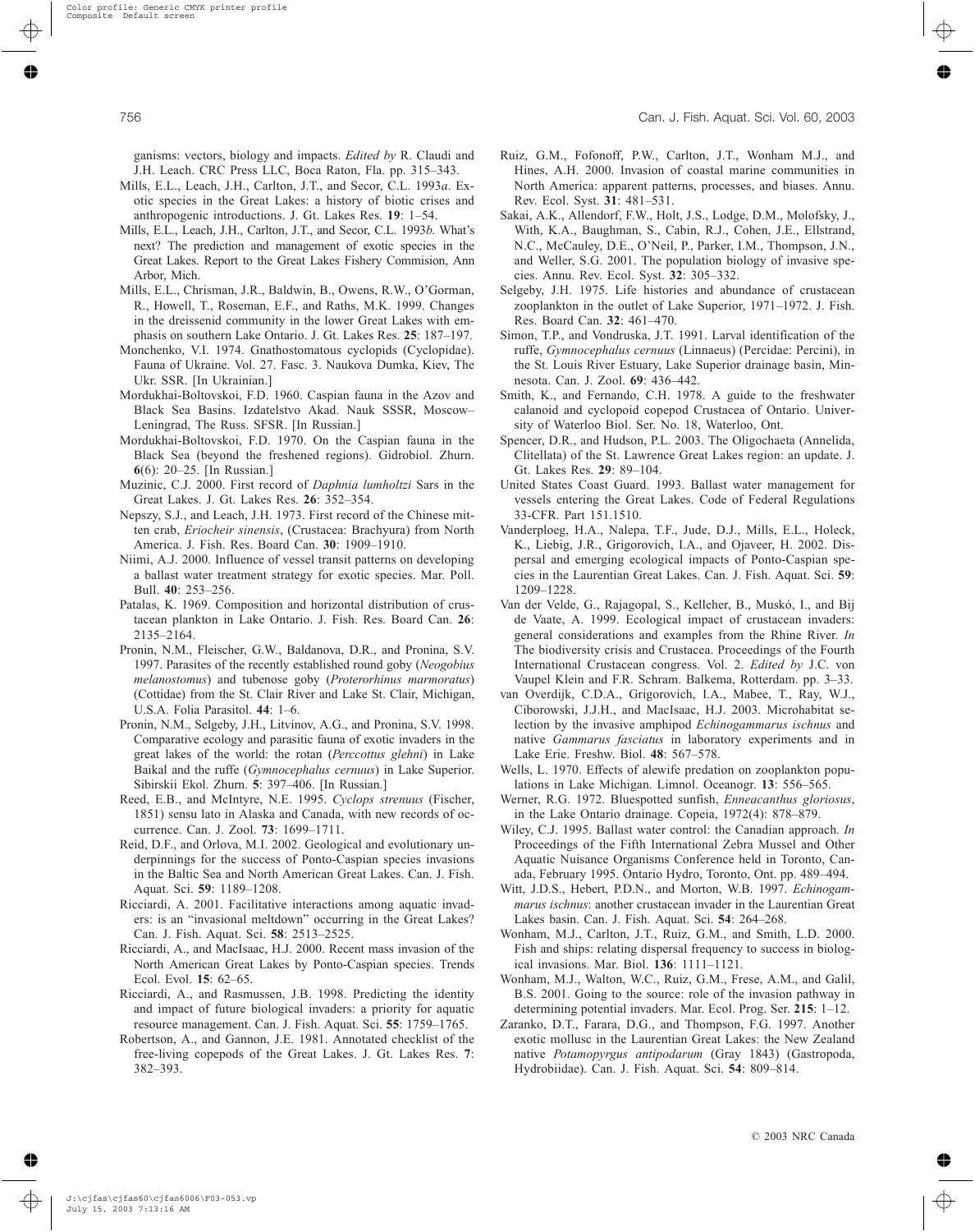ganisms: vectors, biology and impacts. *Edited by* R. Claudi and J.H. Leach. CRC Press LLC, Boca Raton, Fla. pp. 315–343.

Mills, E.L., Leach, J.H., Carlton, J.T., and Secor, C.L. 1993*a*. Exotic species in the Great Lakes: a history of biotic crises and anthropogenic introductions. J. Gt. Lakes Res. **19**: 1–54.

Mills, E.L., Leach, J.H., Carlton, J.T., and Secor, C.L. 1993*b*. What's next? The prediction and management of exotic species in the Great Lakes. Report to the Great Lakes Fishery Commision, Ann Arbor, Mich.

Mills, E.L., Chrisman, J.R., Baldwin, B., Owens, R.W., O'Gorman, R., Howell, T., Roseman, E.F., and Raths, M.K. 1999. Changes in the dreissenid community in the lower Great Lakes with emphasis on southern Lake Ontario. J. Gt. Lakes Res. **25**: 187–197.

Monchenko, V.I. 1974. Gnathostomatous cyclopids (Cyclopidae). Fauna of Ukraine. Vol. 27. Fasc. 3. Naukova Dumka, Kiev, The Ukr. SSR. [In Ukrainian.]

Mordukhai-Boltovskoi, F.D. 1960. Caspian fauna in the Azov and Black Sea Basins. Izdatelstvo Akad. Nauk SSSR, Moscow–Leningrad, The Russ. SFSR. [In Russian.]

Mordukhai-Boltovskoi, F.D. 1970. On the Caspian fauna in the Black Sea (beyond the freshened regions). Gidrobiol. Zhurn. **6**(6): 20–25. [In Russian.]

Muzinic, C.J. 2000. First record of *Daphnia lumholtzi* Sars in the Great Lakes. J. Gt. Lakes Res. **26**: 352–354.

Nepszy, S.J., and Leach, J.H. 1973. First record of the Chinese mitten crab, *Eriocheir sinensis*, (Crustacea: Brachyura) from North America. J. Fish. Res. Board Can. **30**: 1909–1910.

Niimi, A.J. 2000. Influence of vessel transit patterns on developing a ballast water treatment strategy for exotic species. Mar. Poll. Bull. **40**: 253–256.

Patalas, K. 1969. Composition and horizontal distribution of crustacean plankton in Lake Ontario. J. Fish. Res. Board Can. **26**: 2135–2164.

Pronin, N.M., Fleischer, G.W., Baldanova, D.R., and Pronina, S.V. 1997. Parasites of the recently established round goby (*Neogobius melanostomus*) and tubenose goby (*Proterorhinus marmoratus*) (Cottidae) from the St. Clair River and Lake St. Clair, Michigan, U.S.A. Folia Parasitol. **44**: 1–6.

Pronin, N.M., Selgeby, J.H., Litvinov, A.G., and Pronina, S.V. 1998. Comparative ecology and parasitic fauna of exotic invaders in the great lakes of the world: the rotan (*Perccottus glehni*) in Lake Baikal and the ruffe (*Gymnocephalus cernuus*) in Lake Superior. Sibirskii Ekol. Zhurn. **5**: 397–406. [In Russian.]

Reed, E.B., and McIntyre, N.E. 1995. *Cyclops strenuus* (Fischer, 1851) sensu lato in Alaska and Canada, with new records of occurrence. Can. J. Zool. **73**: 1699–1711.

Reid, D.F., and Orlova, M.I. 2002. Geological and evolutionary underpinnings for the success of Ponto-Caspian species invasions in the Baltic Sea and North American Great Lakes. Can. J. Fish. Aquat. Sci. **59**: 1189–1208.

Ricciardi, A. 2001. Facilitative interactions among aquatic invaders: is an "invasional meltdown" occurring in the Great Lakes? Can. J. Fish. Aquat. Sci. **58**: 2513–2525.

Ricciardi, A., and MacIsaac, H.J. 2000. Recent mass invasion of the North American Great Lakes by Ponto-Caspian species. Trends Ecol. Evol. **15**: 62–65.

Ricciardi, A., and Rasmussen, J.B. 1998. Predicting the identity and impact of future biological invaders: a priority for aquatic resource management. Can. J. Fish. Aquat. Sci. **55**: 1759–1765.

Robertson, A., and Gannon, J.E. 1981. Annotated checklist of the free-living copepods of the Great Lakes. J. Gt. Lakes Res. **7**: 382–393.

Ruiz, G.M., Fofonoff, P.W., Carlton, J.T., Wonham M.J., and Hines, A.H. 2000. Invasion of coastal marine communities in North America: apparent patterns, processes, and biases. Annu. Rev. Ecol. Syst. **31**: 481–531.

Sakai, A.K., Allendorf, F.W., Holt, J.S., Lodge, D.M., Molofsky, J., With, K.A., Baughman, S., Cabin, R.J., Cohen, J.E., Ellstrand, N.C., McCauley, D.E., O'Neil, P., Parker, I.M., Thompson, J.N., and Weller, S.G. 2001. The population biology of invasive species. Annu. Rev. Ecol. Syst. **32**: 305–332.

Selgeby, J.H. 1975. Life histories and abundance of crustacean zooplankton in the outlet of Lake Superior, 1971–1972. J. Fish. Res. Board Can. **32**: 461–470.

Simon, T.P., and Vondruska, J.T. 1991. Larval identification of the ruffe, *Gymnocephalus cernuus* (Linnaeus) (Percidae: Percini), in the St. Louis River Estuary, Lake Superior drainage basin, Minnesota. Can. J. Zool. **69**: 436–442.

Smith, K., and Fernando, C.H. 1978. A guide to the freshwater calanoid and cyclopoid copepod Crustacea of Ontario. University of Waterloo Biol. Ser. No. 18, Waterloo, Ont.

Spencer, D.R., and Hudson, P.L. 2003. The Oligochaeta (Annelida, Clitellata) of the St. Lawrence Great Lakes region: an update. J. Gt. Lakes Res. **29**: 89–104.

United States Coast Guard. 1993. Ballast water management for vessels entering the Great Lakes. Code of Federal Regulations 33-CFR. Part 151.1510.

Vanderploeg, H.A., Nalepa, T.F., Jude, D.J., Mills, E.L., Holeck, K., Liebig, J.R., Grigorovich, I.A., and Ojaveer, H. 2002. Dispersal and emerging ecological impacts of Ponto-Caspian species in the Laurentian Great Lakes. Can. J. Fish. Aquat. Sci. **59**: 1209–1228.

Van der Velde, G., Rajagopal, S., Kelleher, B., Muskó, I., and Bij de Vaate, A. 1999. Ecological impact of crustacean invaders: general considerations and examples from the Rhine River. *In* The biodiversity crisis and Crustacea. Proceedings of the Fourth International Crustacean congress. Vol. 2. *Edited by* J.C. von Vaupel Klein and F.R. Schram. Balkema, Rotterdam. pp. 3–33.

van Overdijk, C.D.A., Grigorovich, I.A., Mabee, T., Ray, W.J., Ciborowski, J.J.H., and MacIsaac, H.J. 2003. Microhabitat selection by the invasive amphipod *Echinogammarus ischnus* and native *Gammarus fasciatus* in laboratory experiments and in Lake Erie. Freshw. Biol. **48**: 567–578.

Wells, L. 1970. Effects of alewife predation on zooplankton populations in Lake Michigan. Limnol. Oceanogr. **13**: 556–565.

Werner, R.G. 1972. Bluespotted sunfish, *Enneacanthus gloriosus*, in the Lake Ontario drainage. Copeia, 1972(4): 878–879.

Wiley, C.J. 1995. Ballast water control: the Canadian approach. *In* Proceedings of the Fifth International Zebra Mussel and Other Aquatic Nuisance Organisms Conference held in Toronto, Canada, February 1995. Ontario Hydro, Toronto, Ont. pp. 489–494.

Witt, J.D.S., Hebert, P.D.N., and Morton, W.B. 1997. *Echinogammarus ischnus*: another crustacean invader in the Laurentian Great Lakes basin. Can. J. Fish. Aquat. Sci. **54**: 264–268.

Wonham, M.J., Carlton, J.T., Ruiz, G.M., and Smith, L.D. 2000. Fish and ships: relating dispersal frequency to success in biological invasions. Mar. Biol. **136**: 1111–1121.

Wonham, M.J., Walton, W.C., Ruiz, G.M., Frese, A.M., and Galil, B.S. 2001. Going to the source: role of the invasion pathway in determining potential invaders. Mar. Ecol. Prog. Ser. **215**: 1–12.

Zaranko, D.T., Farara, D.G., and Thompson, F.G. 1997. Another exotic mollusc in the Laurentian Great Lakes: the New Zealand native *Potamopyrgus antipodarum* (Gray 1843) (Gastropoda, Hydrobiidae). Can. J. Fish. Aquat. Sci. **54**: 809–814.